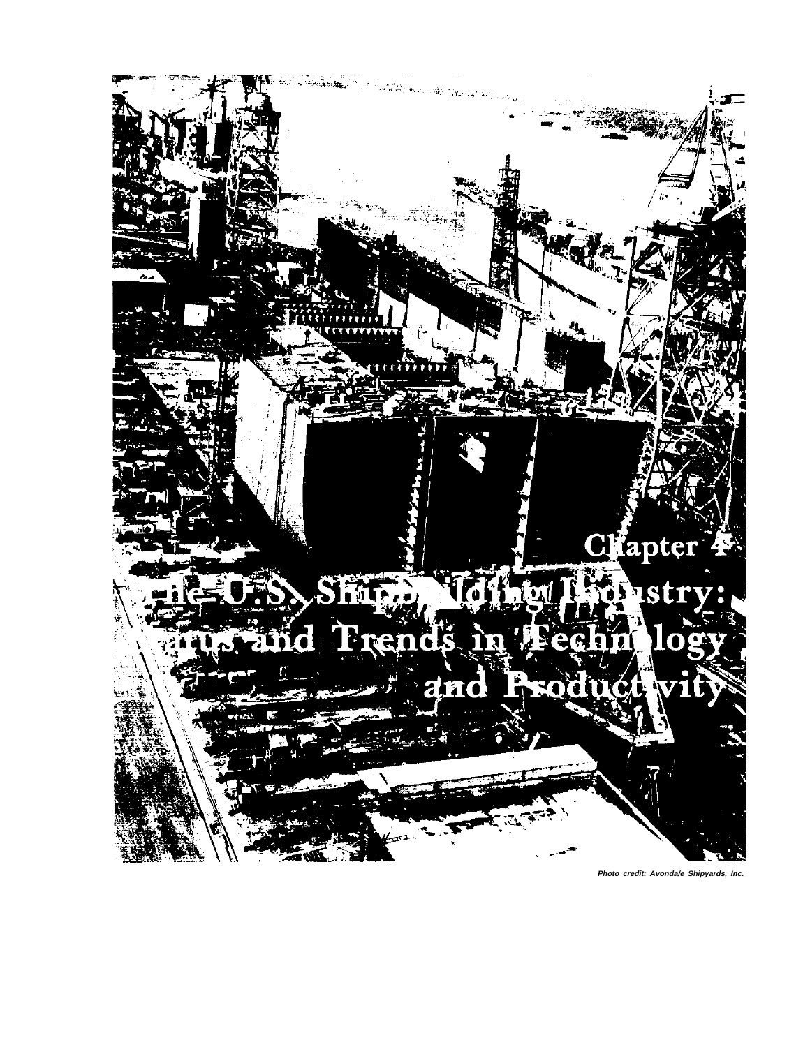# Chapter 4

# The U.S. Shipbuilding Industry: Status and Trends in Technology and Productivity

*Photo credit: Avondale Shipyards, Inc.*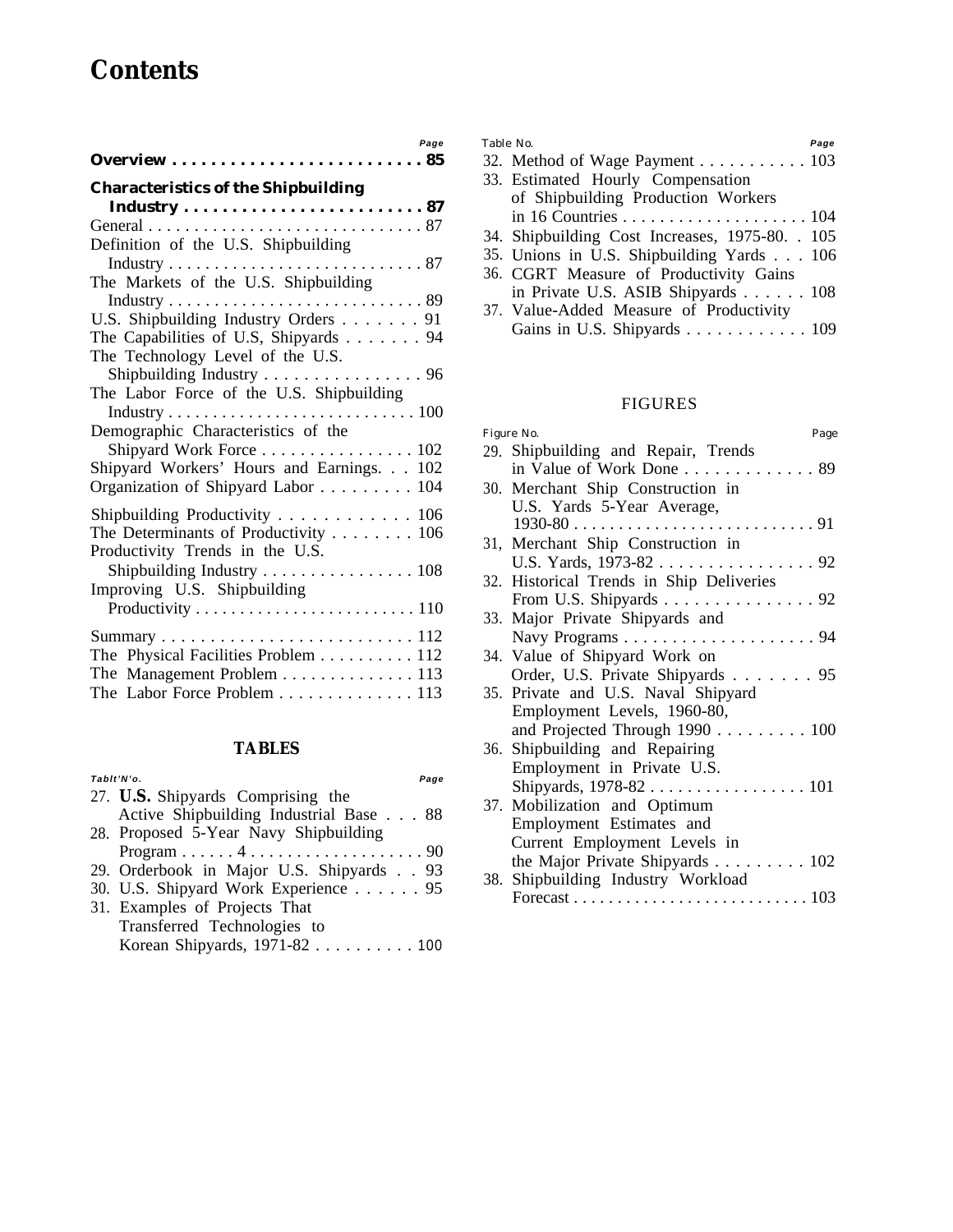# Contents

| | Page |
|---|---|
| **Overview** | **85** |
| **Characteristics of the Shipbuilding Industry** | **87** |
| General | 87 |
| Definition of the U.S. Shipbuilding Industry | 87 |
| The Markets of the U.S. Shipbuilding Industry | 89 |
| U.S. Shipbuilding Industry Orders | 91 |
| The Capabilities of U.S, Shipyards | 94 |
| The Technology Level of the U.S. Shipbuilding Industry | 96 |
| The Labor Force of the U.S. Shipbuilding Industry | 100 |
| Demographic Characteristics of the Shipyard Work Force | 102 |
| Shipyard Workers' Hours and Earnings. | 102 |
| Organization of Shipyard Labor | 104 |
| Shipbuilding Productivity | 106 |
| The Determinants of Productivity | 106 |
| Productivity Trends in the U.S. Shipbuilding Industry | 108 |
| Improving U.S. Shipbuilding Productivity | 110 |
| Summary | 112 |
| The Physical Facilities Problem | 112 |
| The Management Problem | 113 |
| The Labor Force Problem | 113 |

## TABLES

| Table No. | | Page |
|---|---|---|
| 27. | **U.S.** Shipyards Comprising the Active Shipbuilding Industrial Base | 88 |
| 28. | Proposed 5-Year Navy Shipbuilding Program | 90 |
| 29. | Orderbook in Major U.S. Shipyards | 93 |
| 30. | U.S. Shipyard Work Experience | 95 |
| 31. | Examples of Projects That Transferred Technologies to Korean Shipyards, 1971-82 | 100 |
| 32. | Method of Wage Payment | 103 |
| 33. | Estimated Hourly Compensation of Shipbuilding Production Workers in 16 Countries | 104 |
| 34. | Shipbuilding Cost Increases, 1975-80. | 105 |
| 35. | Unions in U.S. Shipbuilding Yards | 106 |
| 36. | CGRT Measure of Productivity Gains in Private U.S. ASIB Shipyards | 108 |
| 37. | Value-Added Measure of Productivity Gains in U.S. Shipyards | 109 |

## FIGURES

| Figure No. | | Page |
|---|---|---|
| 29. | Shipbuilding and Repair, Trends in Value of Work Done | 89 |
| 30. | Merchant Ship Construction in U.S. Yards 5-Year Average, 1930-80 | 91 |
| 31, | Merchant Ship Construction in U.S. Yards, 1973-82 | 92 |
| 32. | Historical Trends in Ship Deliveries From U.S. Shipyards | 92 |
| 33. | Major Private Shipyards and Navy Programs | 94 |
| 34. | Value of Shipyard Work on Order, U.S. Private Shipyards | 95 |
| 35. | Private and U.S. Naval Shipyard Employment Levels, 1960-80, and Projected Through 1990 | 100 |
| 36. | Shipbuilding and Repairing Employment in Private U.S. Shipyards, 1978-82 | 101 |
| 37. | Mobilization and Optimum Employment Estimates and Current Employment Levels in the Major Private Shipyards | 102 |
| 38. | Shipbuilding Industry Workload Forecast | 103 |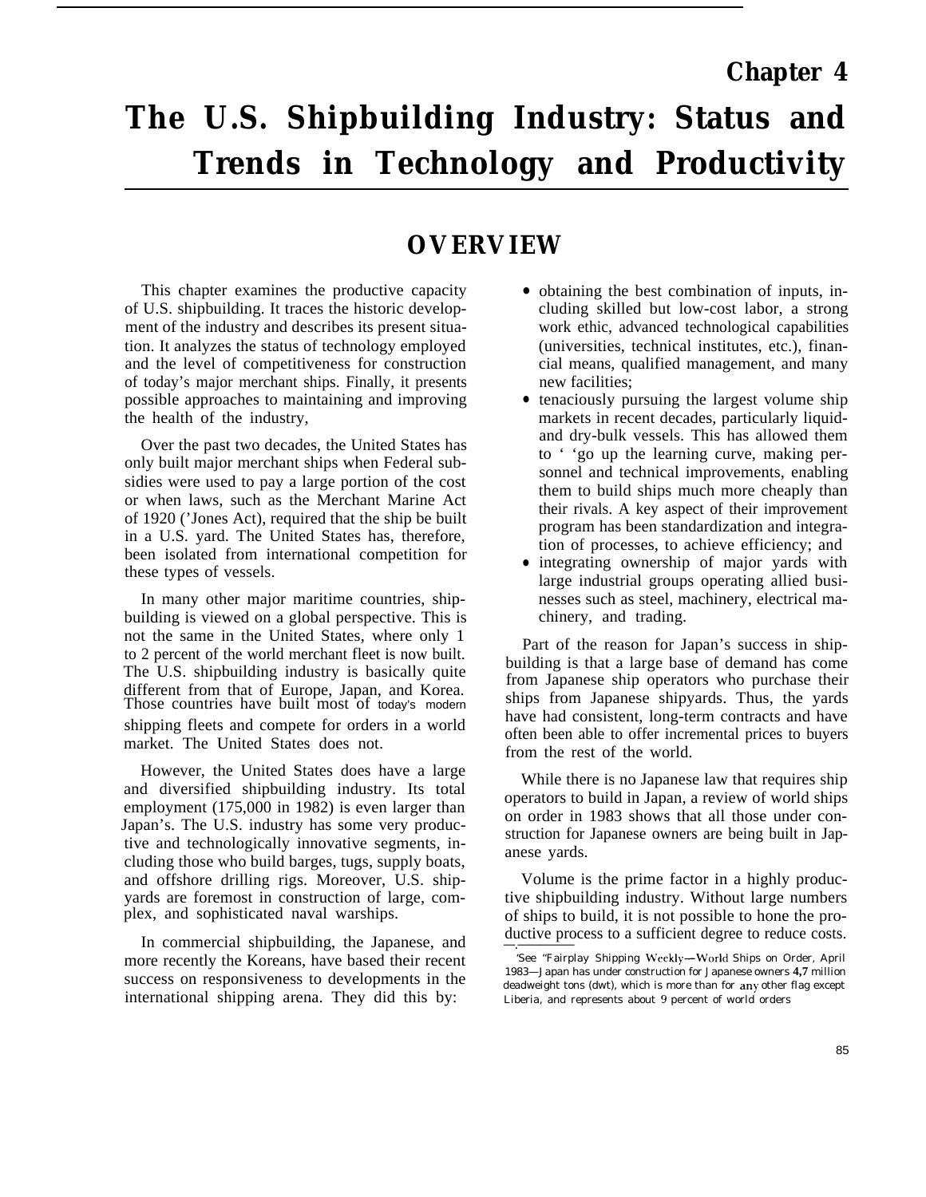# Chapter 4

# The U.S. Shipbuilding Industry: Status and Trends in Technology and Productivity

## OVERVIEW

This chapter examines the productive capacity of U.S. shipbuilding. It traces the historic development of the industry and describes its present situation. It analyzes the status of technology employed and the level of competitiveness for construction of today's major merchant ships. Finally, it presents possible approaches to maintaining and improving the health of the industry,

Over the past two decades, the United States has only built major merchant ships when Federal subsidies were used to pay a large portion of the cost or when laws, such as the Merchant Marine Act of 1920 ('Jones Act), required that the ship be built in a U.S. yard. The United States has, therefore, been isolated from international competition for these types of vessels.

In many other major maritime countries, shipbuilding is viewed on a global perspective. This is not the same in the United States, where only 1 to 2 percent of the world merchant fleet is now built. The U.S. shipbuilding industry is basically quite different from that of Europe, Japan, and Korea. Those countries have built most of today's modern shipping fleets and compete for orders in a world market. The United States does not.

However, the United States does have a large and diversified shipbuilding industry. Its total employment (175,000 in 1982) is even larger than Japan's. The U.S. industry has some very productive and technologically innovative segments, including those who build barges, tugs, supply boats, and offshore drilling rigs. Moreover, U.S. shipyards are foremost in construction of large, complex, and sophisticated naval warships.

In commercial shipbuilding, the Japanese, and more recently the Koreans, have based their recent success on responsiveness to developments in the international shipping arena. They did this by:

- obtaining the best combination of inputs, including skilled but low-cost labor, a strong work ethic, advanced technological capabilities (universities, technical institutes, etc.), financial means, qualified management, and many new facilities;
- tenaciously pursuing the largest volume ship markets in recent decades, particularly liquid- and dry-bulk vessels. This has allowed them to ' 'go up the learning curve, making personnel and technical improvements, enabling them to build ships much more cheaply than their rivals. A key aspect of their improvement program has been standardization and integration of processes, to achieve efficiency; and
- integrating ownership of major yards with large industrial groups operating allied businesses such as steel, machinery, electrical machinery, and trading.

Part of the reason for Japan's success in shipbuilding is that a large base of demand has come from Japanese ship operators who purchase their ships from Japanese shipyards. Thus, the yards have had consistent, long-term contracts and have often been able to offer incremental prices to buyers from the rest of the world.

While there is no Japanese law that requires ship operators to build in Japan, a review of world ships on order in 1983 shows that all those under construction for Japanese owners are being built in Japanese yards.

Volume is the prime factor in a highly productive shipbuilding industry. Without large numbers of ships to build, it is not possible to hone the productive process to a sufficient degree to reduce costs.

[1]See "Fairplay Shipping Weekly—World Ships on Order, April 1983—Japan has under construction for Japanese owners 4,7 million deadweight tons (dwt), which is more than for any other flag except Liberia, and represents about 9 percent of world orders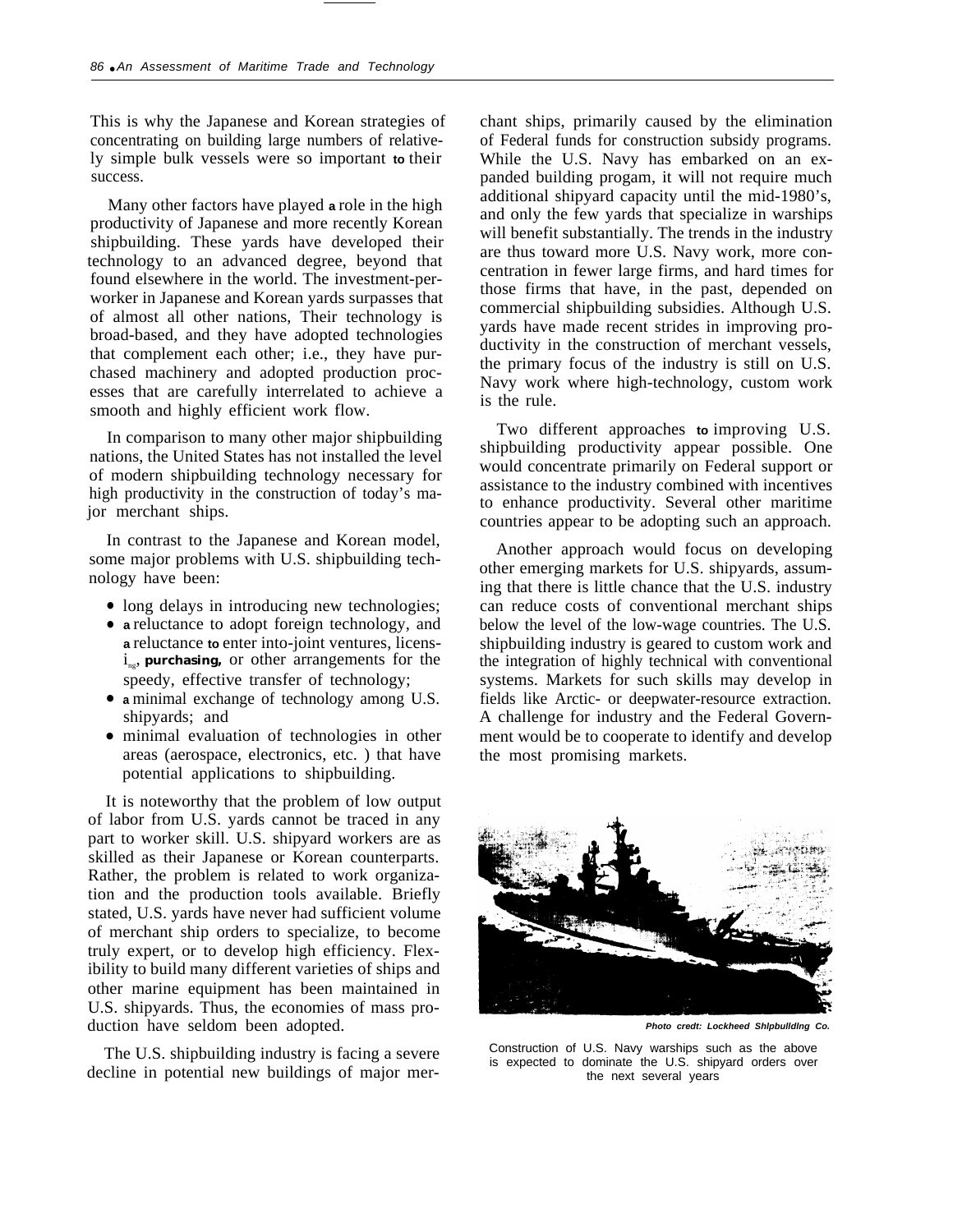This is why the Japanese and Korean strategies of concentrating on building large numbers of relatively simple bulk vessels were so important to their success.

Many other factors have played a role in the high productivity of Japanese and more recently Korean shipbuilding. These yards have developed their technology to an advanced degree, beyond that found elsewhere in the world. The investment-per-worker in Japanese and Korean yards surpasses that of almost all other nations, Their technology is broad-based, and they have adopted technologies that complement each other; i.e., they have purchased machinery and adopted production processes that are carefully interrelated to achieve a smooth and highly efficient work flow.

In comparison to many other major shipbuilding nations, the United States has not installed the level of modern shipbuilding technology necessary for high productivity in the construction of today's major merchant ships.

In contrast to the Japanese and Korean model, some major problems with U.S. shipbuilding technology have been:

- long delays in introducing new technologies;
- a reluctance to adopt foreign technology, and a reluctance to enter into-joint ventures, licensing, purchasing, or other arrangements for the speedy, effective transfer of technology;
- a minimal exchange of technology among U.S. shipyards; and
- minimal evaluation of technologies in other areas (aerospace, electronics, etc. ) that have potential applications to shipbuilding.

It is noteworthy that the problem of low output of labor from U.S. yards cannot be traced in any part to worker skill. U.S. shipyard workers are as skilled as their Japanese or Korean counterparts. Rather, the problem is related to work organization and the production tools available. Briefly stated, U.S. yards have never had sufficient volume of merchant ship orders to specialize, to become truly expert, or to develop high efficiency. Flexibility to build many different varieties of ships and other marine equipment has been maintained in U.S. shipyards. Thus, the economies of mass production have seldom been adopted.

The U.S. shipbuilding industry is facing a severe decline in potential new buildings of major merchant ships, primarily caused by the elimination of Federal funds for construction subsidy programs. While the U.S. Navy has embarked on an expanded building progam, it will not require much additional shipyard capacity until the mid-1980's, and only the few yards that specialize in warships will benefit substantially. The trends in the industry are thus toward more U.S. Navy work, more concentration in fewer large firms, and hard times for those firms that have, in the past, depended on commercial shipbuilding subsidies. Although U.S. yards have made recent strides in improving productivity in the construction of merchant vessels, the primary focus of the industry is still on U.S. Navy work where high-technology, custom work is the rule.

Two different approaches to improving U.S. shipbuilding productivity appear possible. One would concentrate primarily on Federal support or assistance to the industry combined with incentives to enhance productivity. Several other maritime countries appear to be adopting such an approach.

Another approach would focus on developing other emerging markets for U.S. shipyards, assuming that there is little chance that the U.S. industry can reduce costs of conventional merchant ships below the level of the low-wage countries. The U.S. shipbuilding industry is geared to custom work and the integration of highly technical with conventional systems. Markets for such skills may develop in fields like Arctic- or deepwater-resource extraction. A challenge for industry and the Federal Government would be to cooperate to identify and develop the most promising markets.

*Photo credt: Lockheed Shipbuilding Co.*

Construction of U.S. Navy warships such as the above is expected to dominate the U.S. shipyard orders over the next several years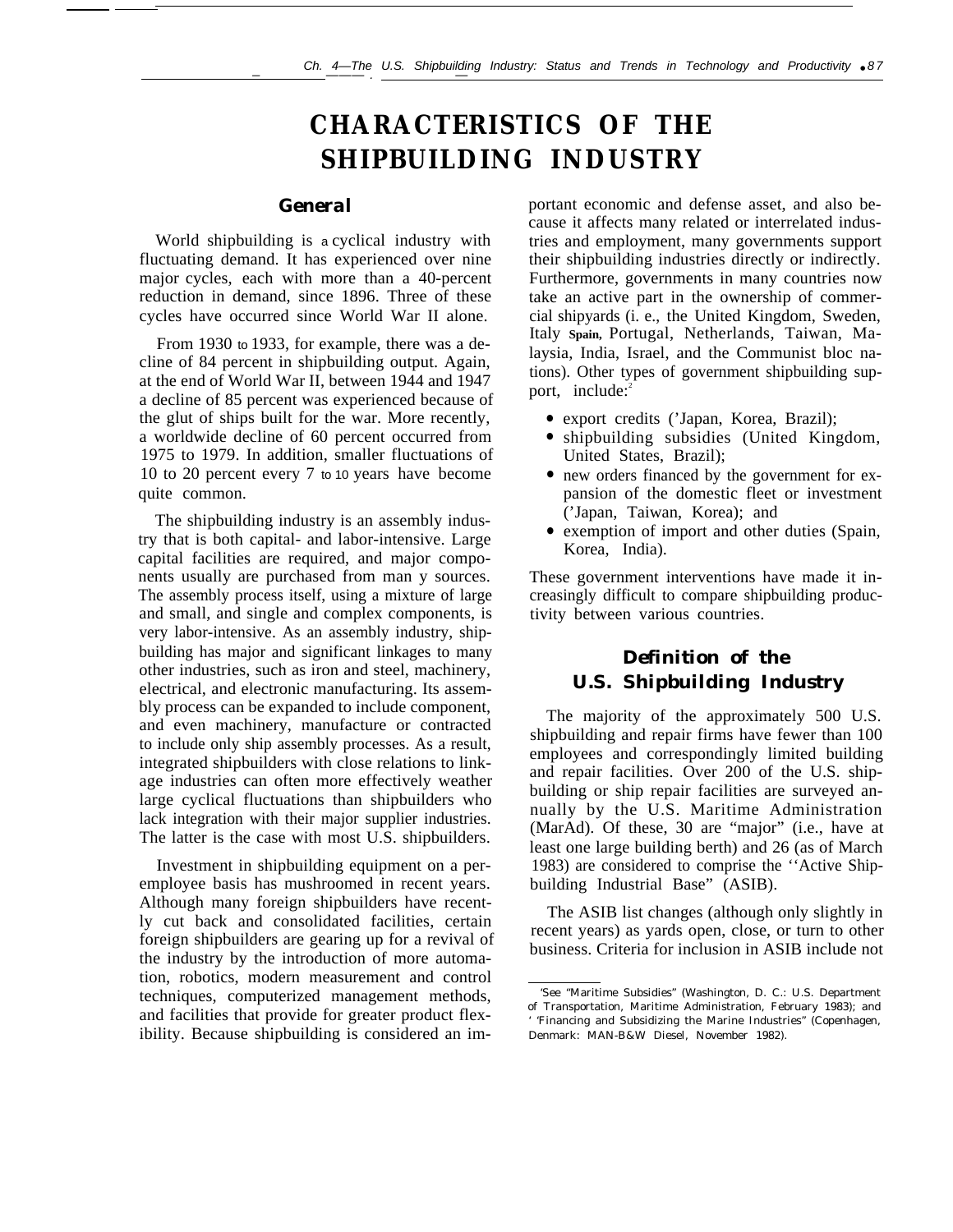# CHARACTERISTICS OF THE SHIPBUILDING INDUSTRY

## General

World shipbuilding is a cyclical industry with fluctuating demand. It has experienced over nine major cycles, each with more than a 40-percent reduction in demand, since 1896. Three of these cycles have occurred since World War II alone.

From 1930 to 1933, for example, there was a decline of 84 percent in shipbuilding output. Again, at the end of World War II, between 1944 and 1947 a decline of 85 percent was experienced because of the glut of ships built for the war. More recently, a worldwide decline of 60 percent occurred from 1975 to 1979. In addition, smaller fluctuations of 10 to 20 percent every 7 to 10 years have become quite common.

The shipbuilding industry is an assembly industry that is both capital- and labor-intensive. Large capital facilities are required, and major components usually are purchased from man y sources. The assembly process itself, using a mixture of large and small, and single and complex components, is very labor-intensive. As an assembly industry, shipbuilding has major and significant linkages to many other industries, such as iron and steel, machinery, electrical, and electronic manufacturing. Its assembly process can be expanded to include component, and even machinery, manufacture or contracted to include only ship assembly processes. As a result, integrated shipbuilders with close relations to linkage industries can often more effectively weather large cyclical fluctuations than shipbuilders who lack integration with their major supplier industries. The latter is the case with most U.S. shipbuilders.

Investment in shipbuilding equipment on a per-employee basis has mushroomed in recent years. Although many foreign shipbuilders have recently cut back and consolidated facilities, certain foreign shipbuilders are gearing up for a revival of the industry by the introduction of more automation, robotics, modern measurement and control techniques, computerized management methods, and facilities that provide for greater product flexibility. Because shipbuilding is considered an important economic and defense asset, and also because it affects many related or interrelated industries and employment, many governments support their shipbuilding industries directly or indirectly. Furthermore, governments in many countries now take an active part in the ownership of commercial shipyards (i. e., the United Kingdom, Sweden, Italy Spain, Portugal, Netherlands, Taiwan, Malaysia, India, Israel, and the Communist bloc nations). Other types of government shipbuilding support, include:[2]

- export credits ('Japan, Korea, Brazil);
- shipbuilding subsidies (United Kingdom, United States, Brazil);
- new orders financed by the government for expansion of the domestic fleet or investment ('Japan, Taiwan, Korea); and
- exemption of import and other duties (Spain, Korea, India).

These government interventions have made it increasingly difficult to compare shipbuilding productivity between various countries.

## Definition of the U.S. Shipbuilding Industry

The majority of the approximately 500 U.S. shipbuilding and repair firms have fewer than 100 employees and correspondingly limited building and repair facilities. Over 200 of the U.S. shipbuilding or ship repair facilities are surveyed annually by the U.S. Maritime Administration (MarAd). Of these, 30 are "major" (i.e., have at least one large building berth) and 26 (as of March 1983) are considered to comprise the ''Active Shipbuilding Industrial Base" (ASIB).

The ASIB list changes (although only slightly in recent years) as yards open, close, or turn to other business. Criteria for inclusion in ASIB include not

---

'See "Maritime Subsidies" (Washington, D. C.: U.S. Department of Transportation, Maritime Administration, February 1983); and ' 'Financing and Subsidizing the Marine Industries" (Copenhagen, Denmark: MAN-B&W Diesel, November 1982).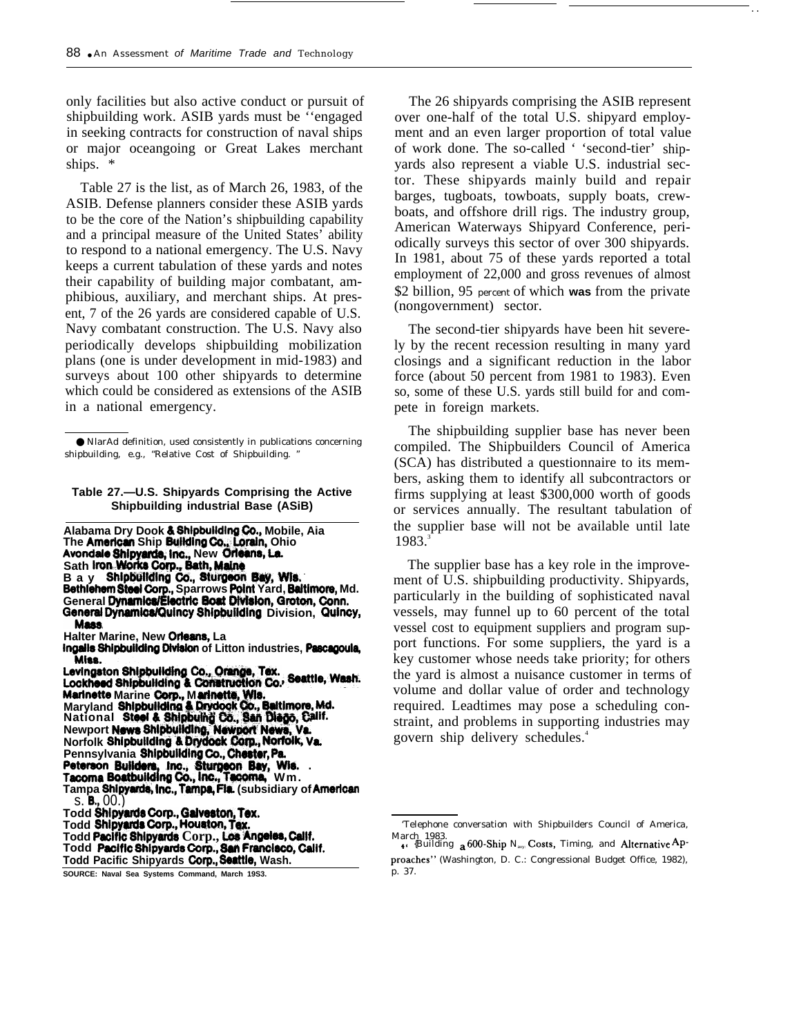only facilities but also active conduct or pursuit of shipbuilding work. ASIB yards must be ''engaged in seeking contracts for construction of naval ships or major oceangoing or Great Lakes merchant ships. *

Table 27 is the list, as of March 26, 1983, of the ASIB. Defense planners consider these ASIB yards to be the core of the Nation's shipbuilding capability and a principal measure of the United States' ability to respond to a national emergency. The U.S. Navy keeps a current tabulation of these yards and notes their capability of building major combatant, amphibious, auxiliary, and merchant ships. At present, 7 of the 26 yards are considered capable of U.S. Navy combatant construction. The U.S. Navy also periodically develops shipbuilding mobilization plans (one is under development in mid-1983) and surveys about 100 other shipyards to determine which could be considered as extensions of the ASIB in a national emergency.

* MarAd definition, used consistently in publications concerning shipbuilding, e.g., "Relative Cost of Shipbuilding."

**Table 27.—U.S. Shipyards Comprising the Active Shipbuilding industrial Base (ASiB)**

- Alabama Dry Dook & Shipbuilding Co., Mobile, Ala
- The American Ship Building Co., Lorain, Ohio
- Avondale Shipyards, Inc., New Orleans, La.
- Bath Iron Works Corp., Bath, Maine
- Bay Shipbuilding Co., Sturgeon Bay, Wis.
- Bethlehem Steel Corp., Sparrows Point Yard, Baltimore, Md.
- General Dynamics/Electric Boat Division, Groton, Conn.
- General Dynamics/Quincy Shipbuilding Division, Quincy, Mass.
- Halter Marine, New Orleans, La
- Ingalls Shipbuilding Division of Litton industries, Pascagoula, Miss.
- Levingston Shipbuilding Co., Orange, Tex.
- Lockheed Shipbuilding & Construction Co., Seattle, Wash.
- Marinette Marine Corp., Marinette, Wis.
- Maryland Shipbuilding & Drydock Co., Baltimore, Md.
- National Steel & Shipbuilding Co., San Diego, Calif.
- Newport News Shipbuilding, Newport News, Va.
- Norfolk Shipbuilding & Drydock Corp., Norfolk, Va.
- Pennsylvania Shipbuilding Co., Chester, Pa.
- Peterson Builders, Inc., Sturgeon Bay, Wis.
- Tacoma Boatbuilding Co., Inc., Tacoma, Wash.
- Tampa Shipyards, Inc., Tampa, Fla. (subsidiary of American S. B., Co.)
- Todd Shipyards Corp., Galveston, Tex.
- Todd Shipyards Corp., Houston, Tex.
- Todd Pacific Shipyards Corp., Los Angeles, Calif.
- Todd Pacific Shipyards Corp., San Francisco, Calif.
- Todd Pacific Shipyards Corp., Seattle, Wash.

SOURCE: Naval Sea Systems Command, March 1983.

The 26 shipyards comprising the ASIB represent over one-half of the total U.S. shipyard employment and an even larger proportion of total value of work done. The so-called ''second-tier'' shipyards also represent a viable U.S. industrial sector. These shipyards mainly build and repair barges, tugboats, towboats, supply boats, crewboats, and offshore drill rigs. The industry group, American Waterways Shipyard Conference, periodically surveys this sector of over 300 shipyards. In 1981, about 75 of these yards reported a total employment of 22,000 and gross revenues of almost $2 billion, 95 percent of which was from the private (nongovernment) sector.

The second-tier shipyards have been hit severely by the recent recession resulting in many yard closings and a significant reduction in the labor force (about 50 percent from 1981 to 1983). Even so, some of these U.S. yards still build for and compete in foreign markets.

The shipbuilding supplier base has never been compiled. The Shipbuilders Council of America (SCA) has distributed a questionnaire to its members, asking them to identify all subcontractors or firms supplying at least $300,000 worth of goods or services annually. The resultant tabulation of the supplier base will not be available until late 1983.[3]

The supplier base has a key role in the improvement of U.S. shipbuilding productivity. Shipyards, particularly in the building of sophisticated naval vessels, may funnel up to 60 percent of the total vessel cost to equipment suppliers and program support functions. For some suppliers, the yard is a key customer whose needs take priority; for others the yard is almost a nuisance customer in terms of volume and dollar value of order and technology required. Leadtimes may pose a scheduling constraint, and problems in supporting industries may govern ship delivery schedules.[4]

[3] Telephone conversation with Shipbuilders Council of America, March 1983.

[4] "Building a 600-Ship Navy: Costs, Timing, and Alternative Approaches" (Washington, D. C.: Congressional Budget Office, 1982), p. 37.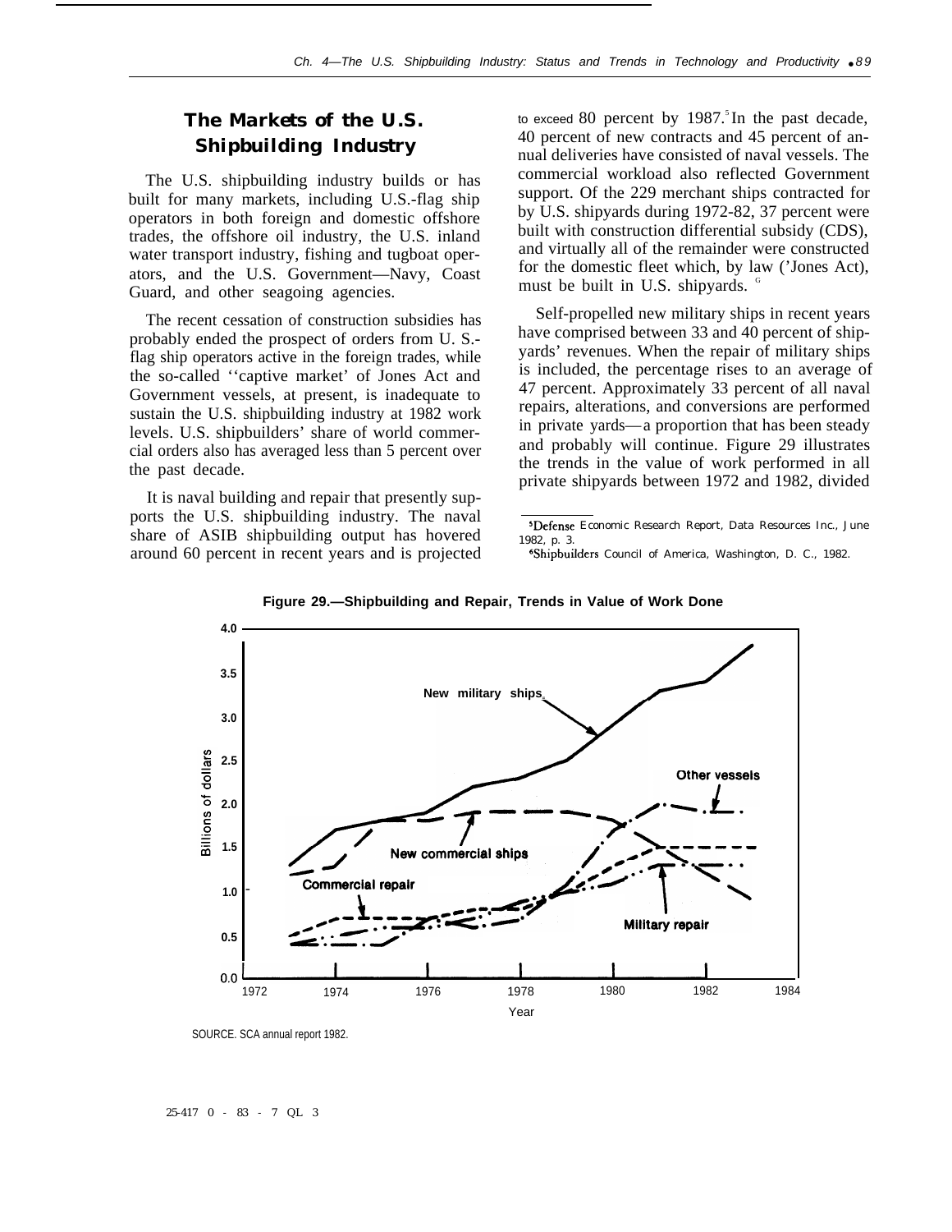## The Markets of the U.S. Shipbuilding Industry

The U.S. shipbuilding industry builds or has built for many markets, including U.S.-flag ship operators in both foreign and domestic offshore trades, the offshore oil industry, the U.S. inland water transport industry, fishing and tugboat operators, and the U.S. Government—Navy, Coast Guard, and other seagoing agencies.

The recent cessation of construction subsidies has probably ended the prospect of orders from U. S.-flag ship operators active in the foreign trades, while the so-called ''captive market' of Jones Act and Government vessels, at present, is inadequate to sustain the U.S. shipbuilding industry at 1982 work levels. U.S. shipbuilders' share of world commercial orders also has averaged less than 5 percent over the past decade.

It is naval building and repair that presently supports the U.S. shipbuilding industry. The naval share of ASIB shipbuilding output has hovered around 60 percent in recent years and is projected to exceed 80 percent by 1987.[5] In the past decade, 40 percent of new contracts and 45 percent of annual deliveries have consisted of naval vessels. The commercial workload also reflected Government support. Of the 229 merchant ships contracted for by U.S. shipyards during 1972-82, 37 percent were built with construction differential subsidy (CDS), and virtually all of the remainder were constructed for the domestic fleet which, by law ('Jones Act), must be built in U.S. shipyards.[6]

Self-propelled new military ships in recent years have comprised between 33 and 40 percent of shipyards' revenues. When the repair of military ships is included, the percentage rises to an average of 47 percent. Approximately 33 percent of all naval repairs, alterations, and conversions are performed in private yards—a proportion that has been steady and probably will continue. Figure 29 illustrates the trends in the value of work performed in all private shipyards between 1972 and 1982, divided

[5] Defense Economic Research Report, Data Resources Inc., June 1982, p. 3.

[6] Shipbuilders Council of America, Washington, D. C., 1982.

**Figure 29.—Shipbuilding and Repair, Trends in Value of Work Done**

SOURCE. SCA annual report 1982.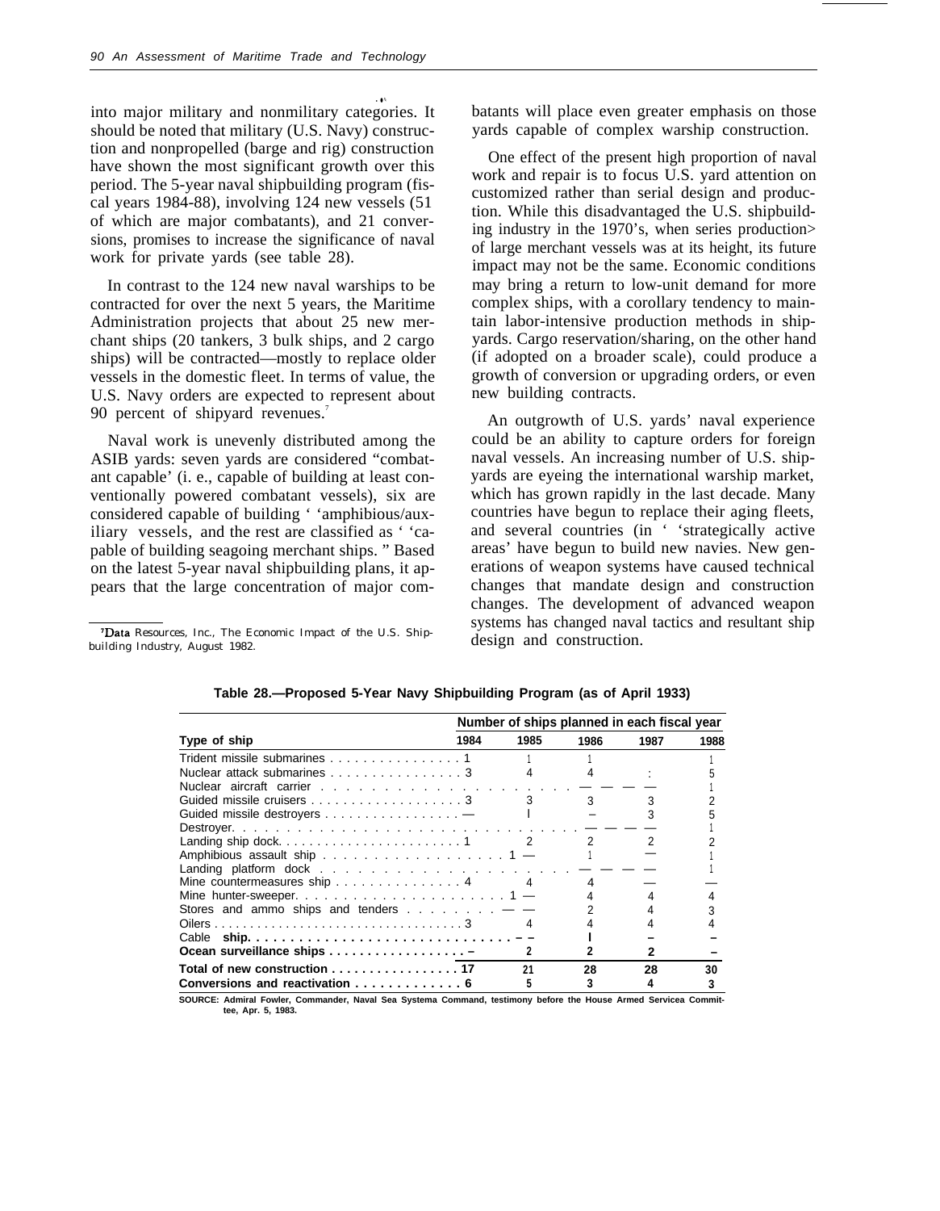into major military and nonmilitary categories. It should be noted that military (U.S. Navy) construction and nonpropelled (barge and rig) construction have shown the most significant growth over this period. The 5-year naval shipbuilding program (fiscal years 1984-88), involving 124 new vessels (51 of which are major combatants), and 21 conversions, promises to increase the significance of naval work for private yards (see table 28).

In contrast to the 124 new naval warships to be contracted for over the next 5 years, the Maritime Administration projects that about 25 new merchant ships (20 tankers, 3 bulk ships, and 2 cargo ships) will be contracted—mostly to replace older vessels in the domestic fleet. In terms of value, the U.S. Navy orders are expected to represent about 90 percent of shipyard revenues.[7]

Naval work is unevenly distributed among the ASIB yards: seven yards are considered "combatant capable' (i. e., capable of building at least conventionally powered combatant vessels), six are considered capable of building ' 'amphibious/auxiliary vessels, and the rest are classified as ' 'capable of building seagoing merchant ships. " Based on the latest 5-year naval shipbuilding plans, it appears that the large concentration of major combatants will place even greater emphasis on those yards capable of complex warship construction.

One effect of the present high proportion of naval work and repair is to focus U.S. yard attention on customized rather than serial design and production. While this disadvantaged the U.S. shipbuilding industry in the 1970's, when series production> of large merchant vessels was at its height, its future impact may not be the same. Economic conditions may bring a return to low-unit demand for more complex ships, with a corollary tendency to maintain labor-intensive production methods in shipyards. Cargo reservation/sharing, on the other hand (if adopted on a broader scale), could produce a growth of conversion or upgrading orders, or even new building contracts.

An outgrowth of U.S. yards' naval experience could be an ability to capture orders for foreign naval vessels. An increasing number of U.S. shipyards are eyeing the international warship market, which has grown rapidly in the last decade. Many countries have begun to replace their aging fleets, and several countries (in ' 'strategically active areas' have begun to build new navies. New generations of weapon systems have caused technical changes that mandate design and construction changes. The development of advanced weapon systems has changed naval tactics and resultant ship design and construction.

[7]Data Resources, Inc., The Economic Impact of the U.S. Shipbuilding Industry, August 1982.

**Table 28.—Proposed 5-Year Navy Shipbuilding Program (as of April 1933)**

| | Number of ships planned in each fiscal year | | | | |
|---|---|---|---|---|---|
| Type of ship | 1984 | 1985 | 1986 | 1987 | 1988 |
| Trident missile submarines | 1 | 1 | 1 | | 1 |
| Nuclear attack submarines | 3 | 4 | 4 | : | 5 |
| Nuclear aircraft carrier | — | — | — | — | 1 |
| Guided missile cruisers | 3 | 3 | 3 | 3 | 2 |
| Guided missile destroyers | — | 1 | – | 3 | 5 |
| Destroyer | — | — | — | — | 1 |
| Landing ship dock | 1 | 2 | 2 | 2 | 2 |
| Amphibious assault ship | 1 | — | 1 | — | 1 |
| Landing platform dock | — | — | — | — | 1 |
| Mine countermeasures ship | 4 | 4 | 4 | | — |
| Mine hunter-sweeper | 1 | — | 4 | 4 | 4 |
| Stores and ammo ships and tenders | — | — | 2 | 4 | 3 |
| Oilers | 3 | 4 | 4 | 4 | 4 |
| Cable ship | – | – | 1 | – | – |
| Ocean surveillance ships | – | 2 | 2 | 2 | – |
| **Total of new construction** | **17** | **21** | **28** | **28** | **30** |
| **Conversions and reactivation** | **6** | **5** | **3** | **4** | **3** |

SOURCE: Admiral Fowler, Commander, Naval Sea Systema Command, testimony before the House Armed Servicea Committee, Apr. 5, 1983.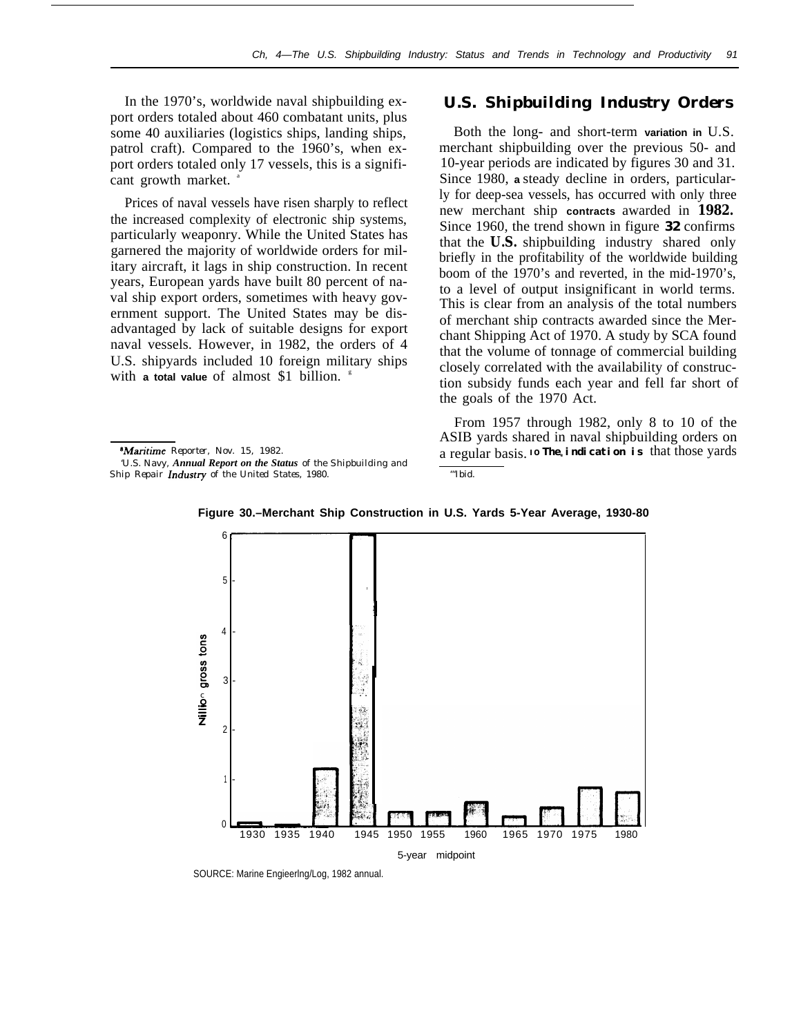In the 1970's, worldwide naval shipbuilding export orders totaled about 460 combatant units, plus some 40 auxiliaries (logistics ships, landing ships, patrol craft). Compared to the 1960's, when export orders totaled only 17 vessels, this is a significant growth market. [8]

Prices of naval vessels have risen sharply to reflect the increased complexity of electronic ship systems, particularly weaponry. While the United States has garnered the majority of worldwide orders for military aircraft, it lags in ship construction. In recent years, European yards have built 80 percent of naval ship export orders, sometimes with heavy government support. The United States may be disadvantaged by lack of suitable designs for export naval vessels. However, in 1982, the orders of 4 U.S. shipyards included 10 foreign military ships with a total value of almost $1 billion. [9]

[8] *Maritime Reporter*, Nov. 15, 1982.

[9] U.S. Navy, *Annual Report on the Status of the Shipbuilding and Ship Repair Industry of the United States, 1980.*

## U.S. Shipbuilding Industry Orders

Both the long- and short-term variation in U.S. merchant shipbuilding over the previous 50- and 10-year periods are indicated by figures 30 and 31. Since 1980, a steady decline in orders, particularly for deep-sea vessels, has occurred with only three new merchant ship contracts awarded in 1982. Since 1960, the trend shown in figure 32 confirms that the U.S. shipbuilding industry shared only briefly in the profitability of the worldwide building boom of the 1970's and reverted, in the mid-1970's, to a level of output insignificant in world terms. This is clear from an analysis of the total numbers of merchant ship contracts awarded since the Merchant Shipping Act of 1970. A study by SCA found that the volume of tonnage of commercial building closely correlated with the availability of construction subsidy funds each year and fell far short of the goals of the 1970 Act.

From 1957 through 1982, only 8 to 10 of the ASIB yards shared in naval shipbuilding orders on a regular basis. [10] The indication is that those yards

[10] Ibid.

**Figure 30.–Merchant Ship Construction in U.S. Yards 5-Year Average, 1930-80**

SOURCE: Marine Engieerlng/Log, 1982 annual.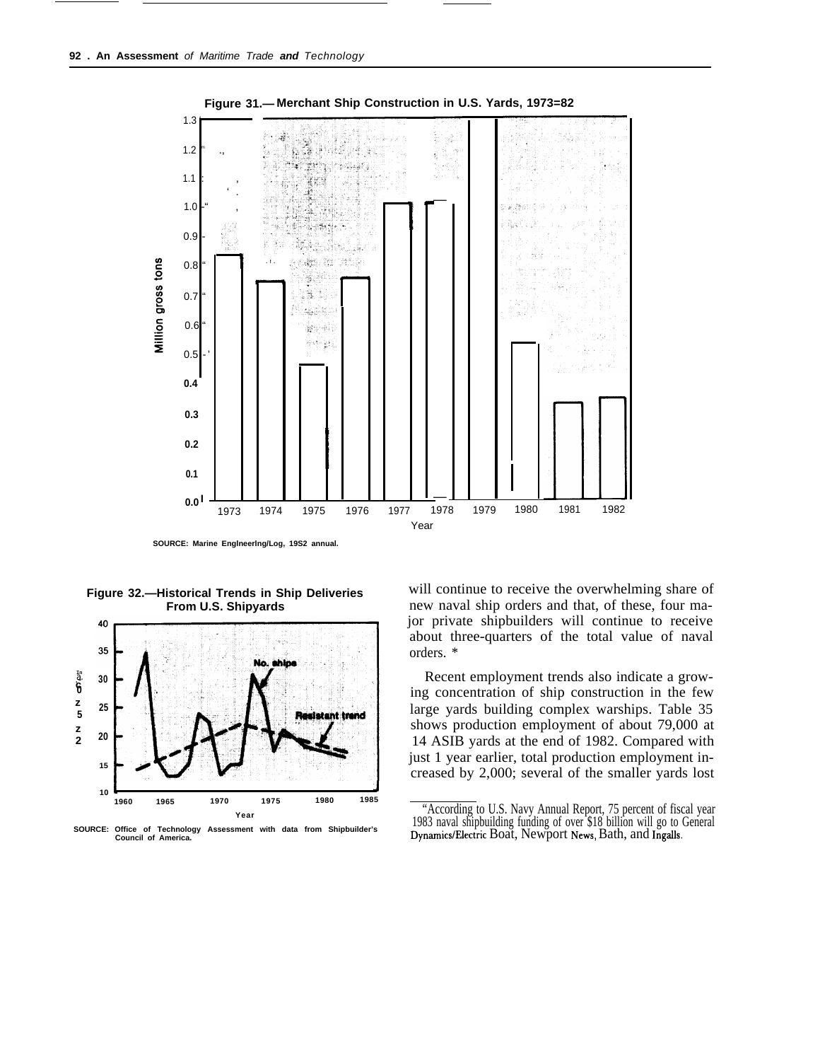**Figure 31.— Merchant Ship Construction in U.S. Yards, 1973=82**

SOURCE: Marine Engineering/Log, 1982 annual.

**Figure 32.—Historical Trends in Ship Deliveries From U.S. Shipyards**

SOURCE: Office of Technology Assessment with data from Shipbuilder's Council of America.

will continue to receive the overwhelming share of new naval ship orders and that, of these, four major private shipbuilders will continue to receive about three-quarters of the total value of naval orders. *

Recent employment trends also indicate a growing concentration of ship construction in the few large yards building complex warships. Table 35 shows production employment of about 79,000 at 14 ASIB yards at the end of 1982. Compared with just 1 year earlier, total production employment increased by 2,000; several of the smaller yards lost

---

*According to U.S. Navy Annual Report, 75 percent of fiscal year 1983 naval shipbuilding funding of over $18 billion will go to General Dynamics/Electric Boat, Newport News, Bath, and Ingalls.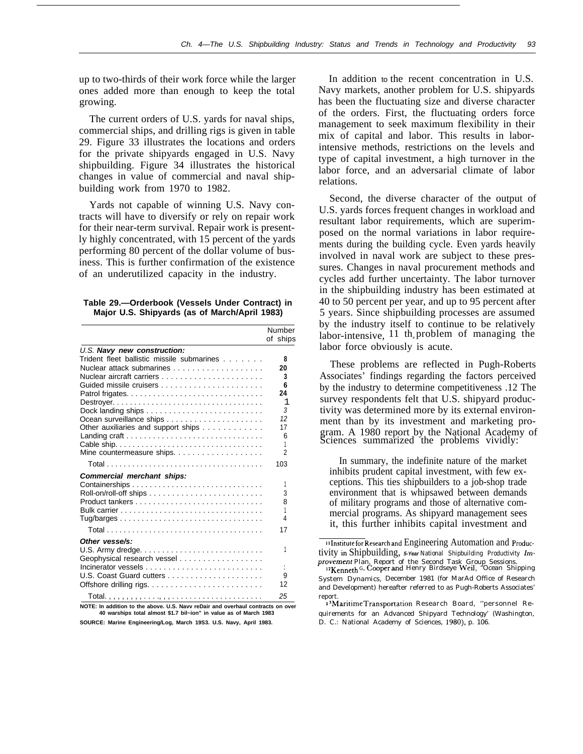up to two-thirds of their work force while the larger ones added more than enough to keep the total growing.

The current orders of U.S. yards for naval ships, commercial ships, and drilling rigs is given in table 29. Figure 33 illustrates the locations and orders for the private shipyards engaged in U.S. Navy shipbuilding. Figure 34 illustrates the historical changes in value of commercial and naval shipbuilding work from 1970 to 1982.

Yards not capable of winning U.S. Navy contracts will have to diversify or rely on repair work for their near-term survival. Repair work is presently highly concentrated, with 15 percent of the yards performing 80 percent of the dollar volume of business. This is further confirmation of the existence of an underutilized capacity in the industry.

**Table 29.—Orderbook (Vessels Under Contract) in Major U.S. Shipyards (as of March/April 1983)**

| | Number of ships |
|---|---|
| ***U.S. Navy new construction:*** | |
| Trident fleet ballistic missile submarines | 8 |
| Nuclear attack submarines | 20 |
| Nuclear aircraft carriers | 3 |
| Guided missile cruisers | 6 |
| Patrol frigates | 24 |
| Destroyer | 1 |
| Dock landing ships | 3 |
| Ocean surveillance ships | 12 |
| Other auxiliaries and support ships | 17 |
| Landing craft | 6 |
| Cable ship | 1 |
| Mine countermeasure ships | 2 |
| Total | 103 |
| ***Commercial merchant ships:*** | |
| Containerships | 1 |
| Roll-on/roll-off ships | 3 |
| Product tankers | 8 |
| Bulk carrier | 1 |
| Tug/barges | 4 |
| Total | 17 |
| ***Other vesse/s:*** | |
| U.S. Army dredge | 1 |
| Geophysical research vessel | |
| Incinerator vessels | : |
| U.S. Coast Guard cutters | 9 |
| Offshore drilling rigs | 12 |
| Total | 25 |

NOTE: In addition to the above. U.S. Navv reDair and overhaul contracts on over 40 warships total almost $1.7 bil~ion" in value as of March 1983

SOURCE: Marine Engineering/Log, March 19S3. U.S. Navy, April 1983.

In addition to the recent concentration in U.S. Navy markets, another problem for U.S. shipyards has been the fluctuating size and diverse character of the orders. First, the fluctuating orders force management to seek maximum flexibility in their mix of capital and labor. This results in labor-intensive methods, restrictions on the levels and type of capital investment, a high turnover in the labor force, and an adversarial climate of labor relations.

Second, the diverse character of the output of U.S. yards forces frequent changes in workload and resultant labor requirements, which are superimposed on the normal variations in labor requirements during the building cycle. Even yards heavily involved in naval work are subject to these pressures. Changes in naval procurement methods and cycles add further uncertainty. The labor turnover in the shipbuilding industry has been estimated at 40 to 50 percent per year, and up to 95 percent after 5 years. Since shipbuilding processes are assumed by the industry itself to continue to be relatively labor-intensive,[11] the problem of managing the labor force obviously is acute.

These problems are reflected in Pugh-Roberts Associates' findings regarding the factors perceived by the industry to determine competitiveness.[12] The survey respondents felt that U.S. shipyard productivity was determined more by its external environment than by its investment and marketing program. A 1980 report by the National Academy of Sciences summarized the problems vividly:

> In summary, the indefinite nature of the market inhibits prudent capital investment, with few exceptions. This ties shipbuilders to a job-shop trade environment that is whipsawed between demands of military programs and those of alternative commercial programs. As shipyard management sees it, this further inhibits capital investment and

[11] Institute for Research and Engineering Automation and Productivity in Shipbuilding, *5-Year National Shipbuilding Productivity Improvement Plan*, Report of the Second Task Group Sessions.

[12] Kenneth G. Cooper and Henry Birdseye Weil, "Ocean Shipping System Dynamics, December 1981 (for MarAd Office of Research and Development) hereafter referred to as Pugh-Roberts Associates' report.

[13] Maritime Transportation Research Board, "personnel Requirements for an Advanced Shipyard Technology' (Washington, D. C.: National Academy of Sciences, 1980), p. 106.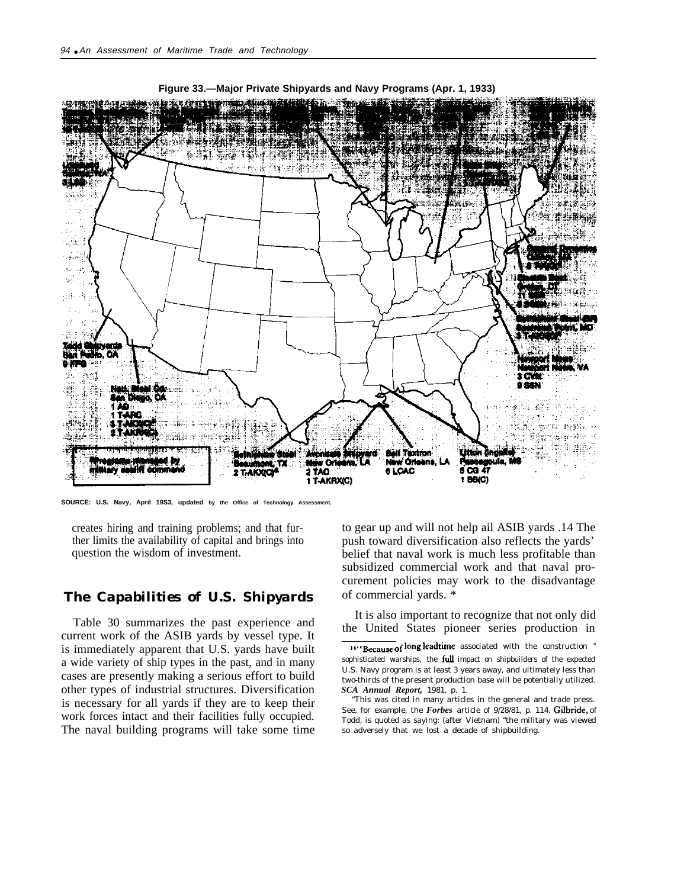**Figure 33.—Major Private Shipyards and Navy Programs (Apr. 1, 1933)**

SOURCE: U.S. Navy, April 19S3, updated by the Office of Technology Assessment.

creates hiring and training problems; and that further limits the availability of capital and brings into question the wisdom of investment.

## The Capabilities of U.S. Shipyards

Table 30 summarizes the past experience and current work of the ASIB yards by vessel type. It is immediately apparent that U.S. yards have built a wide variety of ship types in the past, and in many cases are presently making a serious effort to build other types of industrial structures. Diversification is necessary for all yards if they are to keep their work forces intact and their facilities fully occupied. The naval building programs will take some time to gear up and will not help ail ASIB yards .14 The push toward diversification also reflects the yards' belief that naval work is much less profitable than subsidized commercial work and that naval procurement policies may work to the disadvantage of commercial yards. *

It is also important to recognize that not only did the United States pioneer series production in

---

[14] "Because of long leadtime associated with the construction " sophisticated warships, the full impact on shipbuilders of the expected U.S. Navy program is at least 3 years away, and ultimately less than two-thirds of the present production base will be potentially utilized. *SCA Annual Report,* 1981, p. 1.

"This was cited in many articles in the general and trade press. See, for example, the *Forbes* article of 9/28/81, p. 114. Gilbride, of Todd, is quoted as saying: (after Vietnam) "the military was viewed so adversely that we lost a decade of shipbuilding.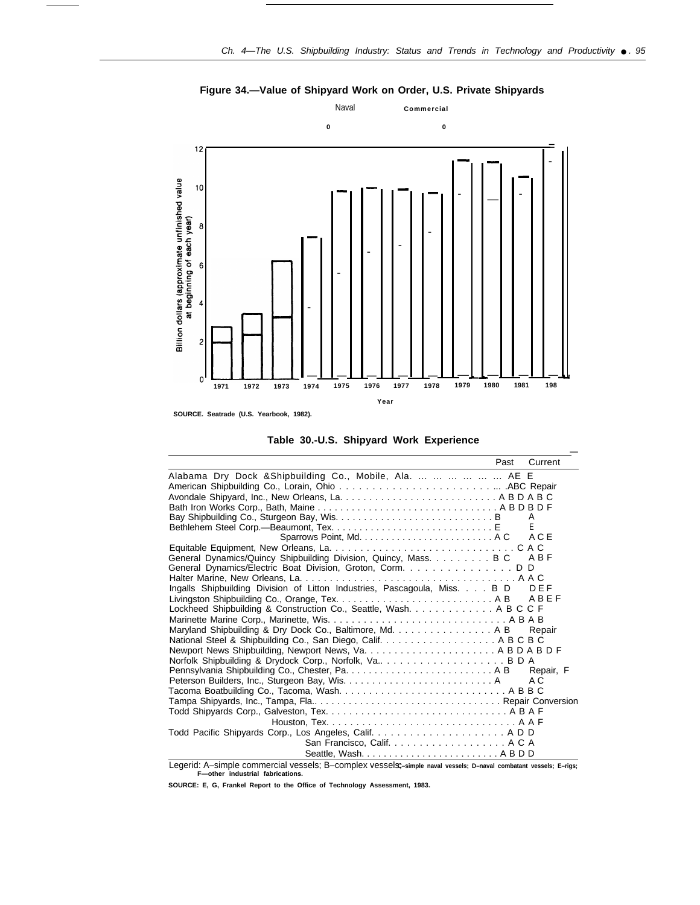**Figure 34.—Value of Shipyard Work on Order, U.S. Private Shipyards**

Naval Commercial

Billion dollars (approximate unfinished value at beginning of each year)

Year

SOURCE. Seatrade (U.S. Yearbook, 1982).

**Table 30.-U.S. Shipyard Work Experience**

| | Past | Current |
|---|---|---|
| Alabama Dry Dock & Shipbuilding Co., Mobile, Ala. | AE | E |
| American Shipbuilding Co., Lorain, Ohio | ABC | Repair |
| Avondale Shipyard, Inc., New Orleans, La. | A B D | A B C |
| Bath Iron Works Corp., Bath, Maine | A B D | B D F |
| Bay Shipbuilding Co., Sturgeon Bay, Wis. | B | A |
| Bethlehem Steel Corp.—Beaumont, Tex. | E | E |
| Sparrows Point, Md. | A C | A C E |
| Equitable Equipment, New Orleans, La. | C | A C |
| General Dynamics/Quincy Shipbuilding Division, Quincy, Mass. | B C | A B F |
| General Dynamics/Electric Boat Division, Groton, Corm. | D | D |
| Halter Marine, New Orleans, La. | A | A C |
| Ingalls Shipbuilding Division of Litton Industries, Pascagoula, Miss. | B D | D E F |
| Livingston Shipbuilding Co., Orange, Tex. | A B | A B E F |
| Lockheed Shipbuilding & Construction Co., Seattle, Wash. | A B C | C F |
| Marinette Marine Corp., Marinette, Wis. | A B | A B |
| Maryland Shipbuilding & Dry Dock Co., Baltimore, Md. | A B | Repair |
| National Steel & Shipbuilding Co., San Diego, Calif. | A B C | B C |
| Newport News Shipbuilding, Newport News, Va. | A B D | A B D F |
| Norfolk Shipbuilding & Drydock Corp., Norfolk, Va. | B D | A |
| Pennsylvania Shipbuilding Co., Chester, Pa. | A B | Repair, F |
| Peterson Builders, Inc., Sturgeon Bay, Wis. | A | A C |
| Tacoma Boatbuilding Co., Tacoma, Wash. | A B | B C |
| Tampa Shipyards, Inc., Tampa, Fla. | Repair | Conversion |
| Todd Shipyards Corp., Galveston, Tex. | A B | A F |
| Houston, Tex. | A | A F |
| Todd Pacific Shipyards Corp., Los Angeles, Calif. | A D | D |
| San Francisco, Calif. | A C | A |
| Seattle, Wash. | A B D | D |

Legend: A–simple commercial vessels; B–complex vessels; C–simple naval vessels; D–naval combatant vessels; E–rigs; F—other industrial fabrications.

SOURCE: E, G, Frankel Report to the Office of Technology Assessment, 1983.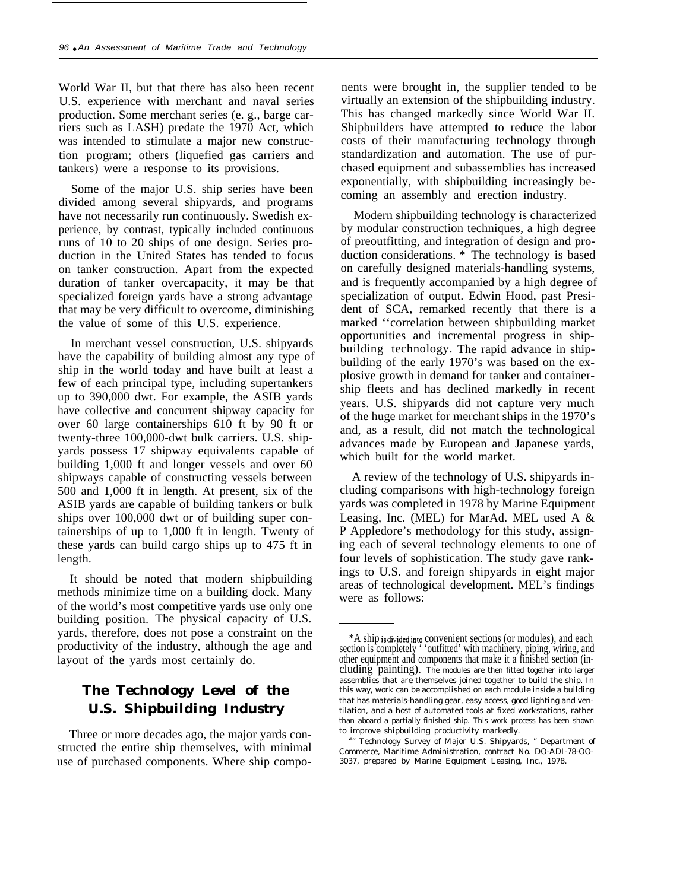World War II, but that there has also been recent U.S. experience with merchant and naval series production. Some merchant series (e. g., barge carriers such as LASH) predate the 1970 Act, which was intended to stimulate a major new construction program; others (liquefied gas carriers and tankers) were a response to its provisions.

Some of the major U.S. ship series have been divided among several shipyards, and programs have not necessarily run continuously. Swedish experience, by contrast, typically included continuous runs of 10 to 20 ships of one design. Series production in the United States has tended to focus on tanker construction. Apart from the expected duration of tanker overcapacity, it may be that specialized foreign yards have a strong advantage that may be very difficult to overcome, diminishing the value of some of this U.S. experience.

In merchant vessel construction, U.S. shipyards have the capability of building almost any type of ship in the world today and have built at least a few of each principal type, including supertankers up to 390,000 dwt. For example, the ASIB yards have collective and concurrent shipway capacity for over 60 large containerships 610 ft by 90 ft or twenty-three 100,000-dwt bulk carriers. U.S. shipyards possess 17 shipway equivalents capable of building 1,000 ft and longer vessels and over 60 shipways capable of constructing vessels between 500 and 1,000 ft in length. At present, six of the ASIB yards are capable of building tankers or bulk ships over 100,000 dwt or of building super containerships of up to 1,000 ft in length. Twenty of these yards can build cargo ships up to 475 ft in length.

It should be noted that modern shipbuilding methods minimize time on a building dock. Many of the world's most competitive yards use only one building position. The physical capacity of U.S. yards, therefore, does not pose a constraint on the productivity of the industry, although the age and layout of the yards most certainly do.

## The Technology Level of the U.S. Shipbuilding Industry

Three or more decades ago, the major yards constructed the entire ship themselves, with minimal use of purchased components. Where ship components were brought in, the supplier tended to be virtually an extension of the shipbuilding industry. This has changed markedly since World War II. Shipbuilders have attempted to reduce the labor costs of their manufacturing technology through standardization and automation. The use of purchased equipment and subassemblies has increased exponentially, with shipbuilding increasingly becoming an assembly and erection industry.

Modern shipbuilding technology is characterized by modular construction techniques, a high degree of preoutfitting, and integration of design and production considerations. * The technology is based on carefully designed materials-handling systems, and is frequently accompanied by a high degree of specialization of output. Edwin Hood, past President of SCA, remarked recently that there is a marked "correlation between shipbuilding market opportunities and incremental progress in shipbuilding technology. The rapid advance in shipbuilding of the early 1970's was based on the explosive growth in demand for tanker and containership fleets and has declined markedly in recent years. U.S. shipyards did not capture very much of the huge market for merchant ships in the 1970's and, as a result, did not match the technological advances made by European and Japanese yards, which built for the world market.

A review of the technology of U.S. shipyards including comparisons with high-technology foreign yards was completed in 1978 by Marine Equipment Leasing, Inc. (MEL) for MarAd. MEL used A & P Appledore's methodology for this study, assigning each of several technology elements to one of four levels of sophistication. The study gave rankings to U.S. and foreign shipyards in eight major areas of technological development. MEL's findings were as follows:

---

*A ship is divided into convenient sections (or modules), and each section is completely "outfitted" with machinery, piping, wiring, and other equipment and components that make it a finished section (including painting). The modules are then fitted together into larger assemblies that are themselves joined together to build the ship. In this way, work can be accomplished on each module inside a building that has materials-handling gear, easy access, good lighting and ventilation, and a host of automated tools at fixed workstations, rather than aboard a partially finished ship. This work process has been shown to improve shipbuilding productivity markedly.

[6] "Technology Survey of Major U.S. Shipyards," Department of Commerce, Maritime Administration, contract No. DO-ADI-78-OO-3037, prepared by Marine Equipment Leasing, Inc., 1978.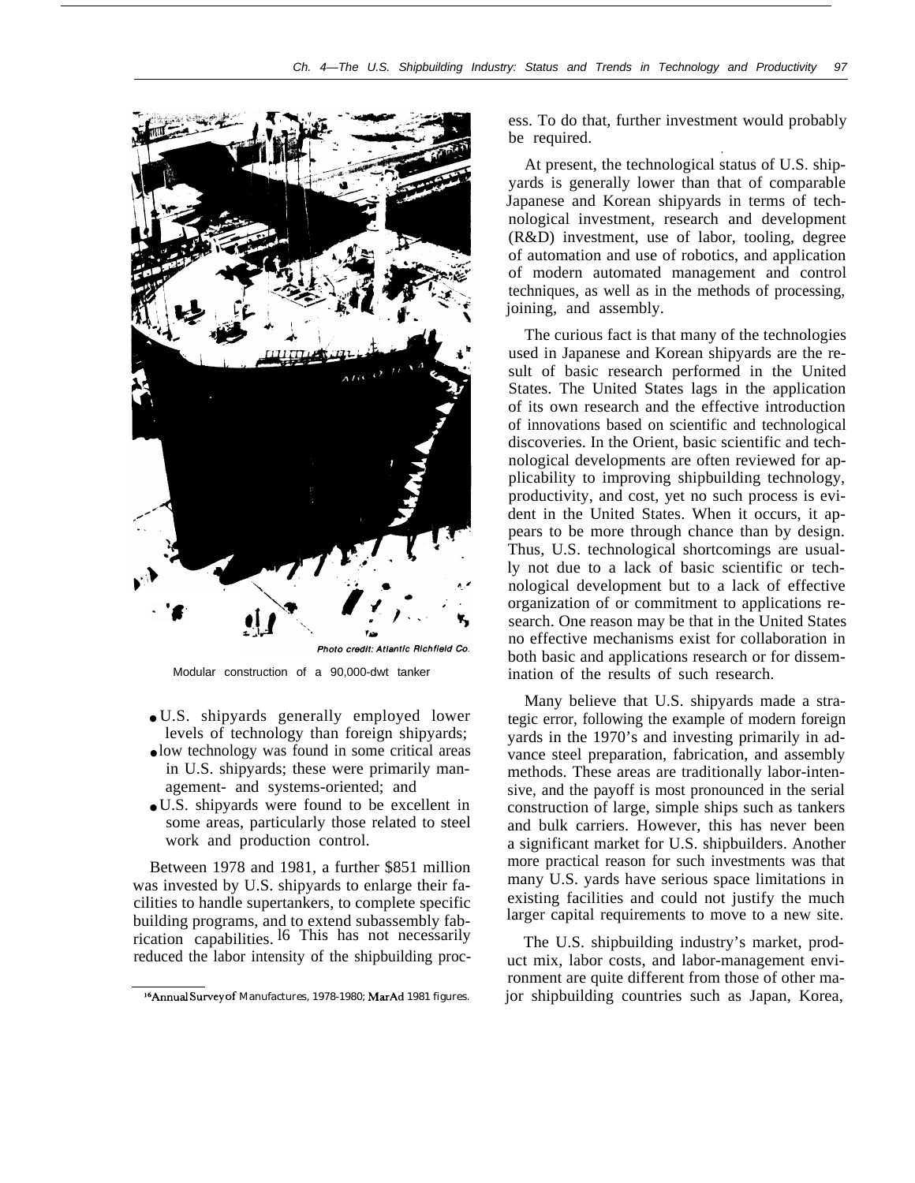Photo credit: Atlantic Richfield Co.

Modular construction of a 90,000-dwt tanker

- U.S. shipyards generally employed lower levels of technology than foreign shipyards;
- low technology was found in some critical areas in U.S. shipyards; these were primarily management- and systems-oriented; and
- U.S. shipyards were found to be excellent in some areas, particularly those related to steel work and production control.

Between 1978 and 1981, a further $851 million was invested by U.S. shipyards to enlarge their facilities to handle supertankers, to complete specific building programs, and to extend subassembly fabrication capabilities.[16] This has not necessarily reduced the labor intensity of the shipbuilding process. To do that, further investment would probably be required.

At present, the technological status of U.S. shipyards is generally lower than that of comparable Japanese and Korean shipyards in terms of technological investment, research and development (R&D) investment, use of labor, tooling, degree of automation and use of robotics, and application of modern automated management and control techniques, as well as in the methods of processing, joining, and assembly.

The curious fact is that many of the technologies used in Japanese and Korean shipyards are the result of basic research performed in the United States. The United States lags in the application of its own research and the effective introduction of innovations based on scientific and technological discoveries. In the Orient, basic scientific and technological developments are often reviewed for applicability to improving shipbuilding technology, productivity, and cost, yet no such process is evident in the United States. When it occurs, it appears to be more through chance than by design. Thus, U.S. technological shortcomings are usually not due to a lack of basic scientific or technological development but to a lack of effective organization of or commitment to applications research. One reason may be that in the United States no effective mechanisms exist for collaboration in both basic and applications research or for dissemination of the results of such research.

Many believe that U.S. shipyards made a strategic error, following the example of modern foreign yards in the 1970's and investing primarily in advance steel preparation, fabrication, and assembly methods. These areas are traditionally labor-intensive, and the payoff is most pronounced in the serial construction of large, simple ships such as tankers and bulk carriers. However, this has never been a significant market for U.S. shipbuilders. Another more practical reason for such investments was that many U.S. yards have serious space limitations in existing facilities and could not justify the much larger capital requirements to move to a new site.

The U.S. shipbuilding industry's market, product mix, labor costs, and labor-management environment are quite different from those of other major shipbuilding countries such as Japan, Korea,

[16] Annual Survey of Manufactures, 1978-1980; MarAd 1981 figures.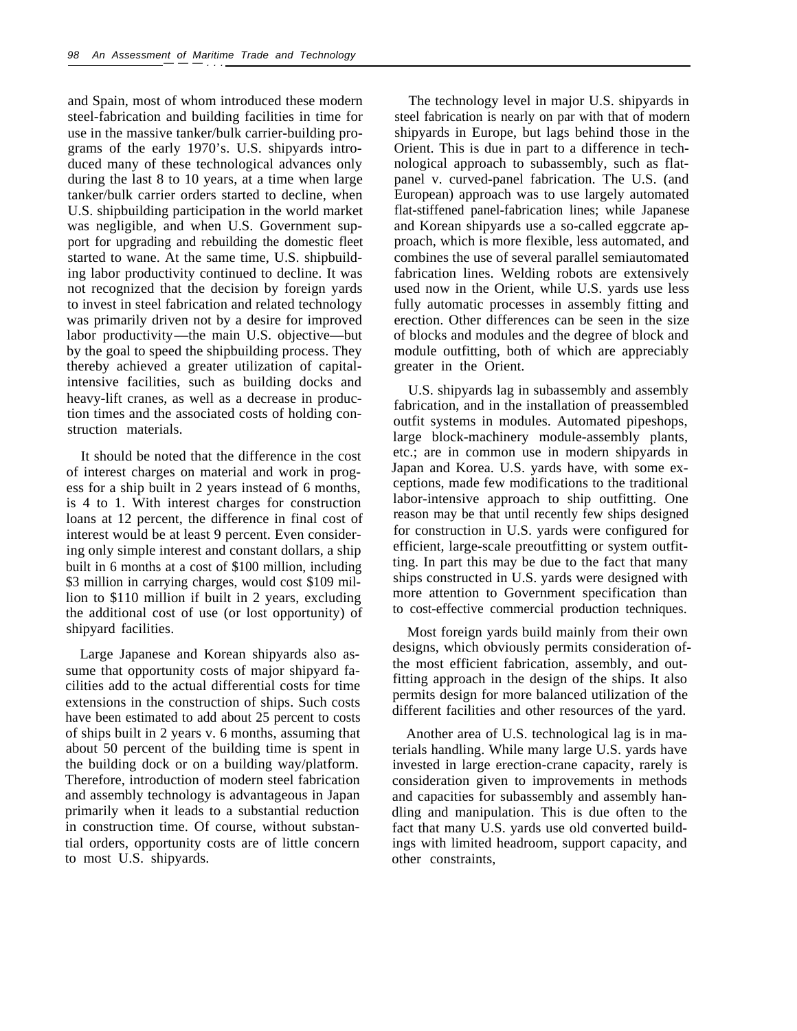and Spain, most of whom introduced these modern steel-fabrication and building facilities in time for use in the massive tanker/bulk carrier-building programs of the early 1970's. U.S. shipyards introduced many of these technological advances only during the last 8 to 10 years, at a time when large tanker/bulk carrier orders started to decline, when U.S. shipbuilding participation in the world market was negligible, and when U.S. Government support for upgrading and rebuilding the domestic fleet started to wane. At the same time, U.S. shipbuilding labor productivity continued to decline. It was not recognized that the decision by foreign yards to invest in steel fabrication and related technology was primarily driven not by a desire for improved labor productivity—the main U.S. objective—but by the goal to speed the shipbuilding process. They thereby achieved a greater utilization of capital-intensive facilities, such as building docks and heavy-lift cranes, as well as a decrease in production times and the associated costs of holding construction materials.

It should be noted that the difference in the cost of interest charges on material and work in progess for a ship built in 2 years instead of 6 months, is 4 to 1. With interest charges for construction loans at 12 percent, the difference in final cost of interest would be at least 9 percent. Even considering only simple interest and constant dollars, a ship built in 6 months at a cost of $100 million, including $3 million in carrying charges, would cost $109 million to $110 million if built in 2 years, excluding the additional cost of use (or lost opportunity) of shipyard facilities.

Large Japanese and Korean shipyards also assume that opportunity costs of major shipyard facilities add to the actual differential costs for time extensions in the construction of ships. Such costs have been estimated to add about 25 percent to costs of ships built in 2 years v. 6 months, assuming that about 50 percent of the building time is spent in the building dock or on a building way/platform. Therefore, introduction of modern steel fabrication and assembly technology is advantageous in Japan primarily when it leads to a substantial reduction in construction time. Of course, without substantial orders, opportunity costs are of little concern to most U.S. shipyards.

The technology level in major U.S. shipyards in steel fabrication is nearly on par with that of modern shipyards in Europe, but lags behind those in the Orient. This is due in part to a difference in technological approach to subassembly, such as flat-panel v. curved-panel fabrication. The U.S. (and European) approach was to use largely automated flat-stiffened panel-fabrication lines; while Japanese and Korean shipyards use a so-called eggcrate approach, which is more flexible, less automated, and combines the use of several parallel semiautomated fabrication lines. Welding robots are extensively used now in the Orient, while U.S. yards use less fully automatic processes in assembly fitting and erection. Other differences can be seen in the size of blocks and modules and the degree of block and module outfitting, both of which are appreciably greater in the Orient.

U.S. shipyards lag in subassembly and assembly fabrication, and in the installation of preassembled outfit systems in modules. Automated pipeshops, large block-machinery module-assembly plants, etc.; are in common use in modern shipyards in Japan and Korea. U.S. yards have, with some exceptions, made few modifications to the traditional labor-intensive approach to ship outfitting. One reason may be that until recently few ships designed for construction in U.S. yards were configured for efficient, large-scale preoutfitting or system outfitting. In part this may be due to the fact that many ships constructed in U.S. yards were designed with more attention to Government specification than to cost-effective commercial production techniques.

Most foreign yards build mainly from their own designs, which obviously permits consideration of the most efficient fabrication, assembly, and outfitting approach in the design of the ships. It also permits design for more balanced utilization of the different facilities and other resources of the yard.

Another area of U.S. technological lag is in materials handling. While many large U.S. yards have invested in large erection-crane capacity, rarely is consideration given to improvements in methods and capacities for subassembly and assembly handling and manipulation. This is due often to the fact that many U.S. yards use old converted buildings with limited headroom, support capacity, and other constraints,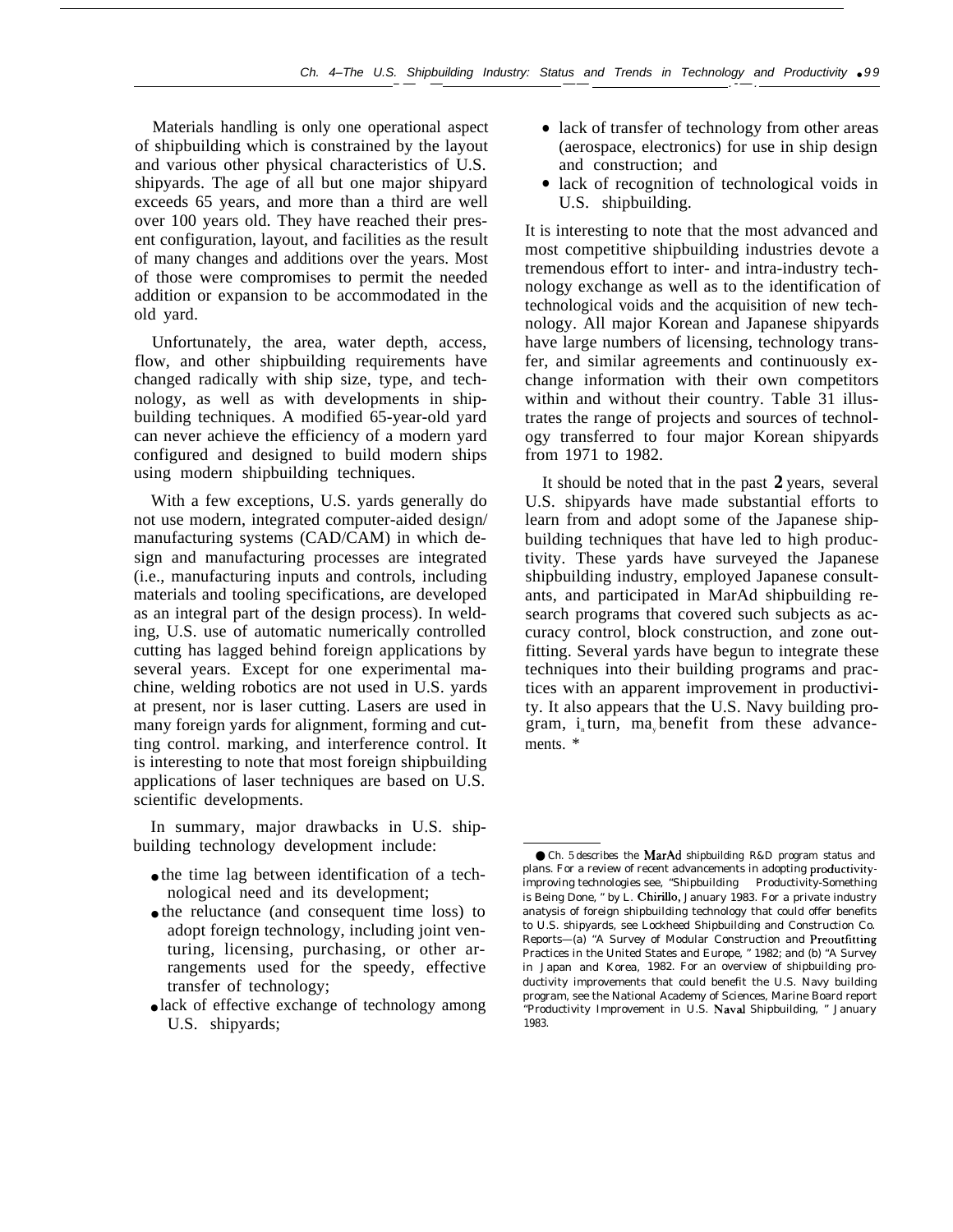Materials handling is only one operational aspect of shipbuilding which is constrained by the layout and various other physical characteristics of U.S. shipyards. The age of all but one major shipyard exceeds 65 years, and more than a third are well over 100 years old. They have reached their present configuration, layout, and facilities as the result of many changes and additions over the years. Most of those were compromises to permit the needed addition or expansion to be accommodated in the old yard.

Unfortunately, the area, water depth, access, flow, and other shipbuilding requirements have changed radically with ship size, type, and technology, as well as with developments in shipbuilding techniques. A modified 65-year-old yard can never achieve the efficiency of a modern yard configured and designed to build modern ships using modern shipbuilding techniques.

With a few exceptions, U.S. yards generally do not use modern, integrated computer-aided design/manufacturing systems (CAD/CAM) in which design and manufacturing processes are integrated (i.e., manufacturing inputs and controls, including materials and tooling specifications, are developed as an integral part of the design process). In welding, U.S. use of automatic numerically controlled cutting has lagged behind foreign applications by several years. Except for one experimental machine, welding robotics are not used in U.S. yards at present, nor is laser cutting. Lasers are used in many foreign yards for alignment, forming and cutting control. marking, and interference control. It is interesting to note that most foreign shipbuilding applications of laser techniques are based on U.S. scientific developments.

In summary, major drawbacks in U.S. shipbuilding technology development include:

- the time lag between identification of a technological need and its development;
- the reluctance (and consequent time loss) to adopt foreign technology, including joint venturing, licensing, purchasing, or other arrangements used for the speedy, effective transfer of technology;
- lack of effective exchange of technology among U.S. shipyards;
- lack of transfer of technology from other areas (aerospace, electronics) for use in ship design and construction; and
- lack of recognition of technological voids in U.S. shipbuilding.

It is interesting to note that the most advanced and most competitive shipbuilding industries devote a tremendous effort to inter- and intra-industry technology exchange as well as to the identification of technological voids and the acquisition of new technology. All major Korean and Japanese shipyards have large numbers of licensing, technology transfer, and similar agreements and continuously exchange information with their own competitors within and without their country. Table 31 illustrates the range of projects and sources of technology transferred to four major Korean shipyards from 1971 to 1982.

It should be noted that in the past 2 years, several U.S. shipyards have made substantial efforts to learn from and adopt some of the Japanese shipbuilding techniques that have led to high productivity. These yards have surveyed the Japanese shipbuilding industry, employed Japanese consultants, and participated in MarAd shipbuilding research programs that covered such subjects as accuracy control, block construction, and zone outfitting. Several yards have begun to integrate these techniques into their building programs and practices with an apparent improvement in productivity. It also appears that the U.S. Navy building program, in turn, may benefit from these advancements. *

---

* Ch. 5 describes the MarAd shipbuilding R&D program status and plans. For a review of recent advancements in adopting productivity-improving technologies see, "Shipbuilding Productivity-Something is Being Done, " by L. Chirillo, January 1983. For a private industry anatysis of foreign shipbuilding technology that could offer benefits to U.S. shipyards, see Lockheed Shipbuilding and Construction Co. Reports—(a) "A Survey of Modular Construction and Preoutfitting Practices in the United States and Europe, " 1982; and (b) "A Survey in Japan and Korea, 1982. For an overview of shipbuilding productivity improvements that could benefit the U.S. Navy building program, see the National Academy of Sciences, Marine Board report "Productivity Improvement in U.S. Naval Shipbuilding, " January 1983.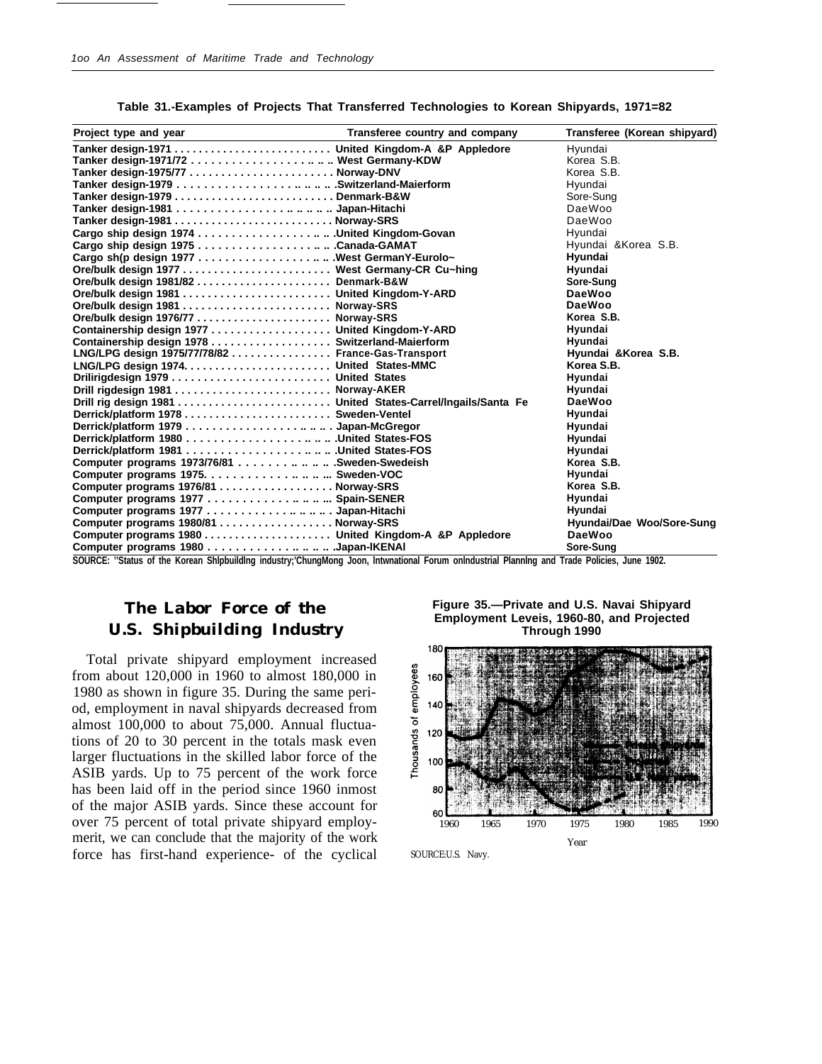Table 31.-Examples of Projects That Transferred Technologies to Korean Shipyards, 1971=82

| Project type and year | Transferee country and company | Transferee (Korean shipyard) |
|---|---|---|
| Tanker design-1971 | United Kingdom-A &P Appledore | Hyundai |
| Tanker design-1971/72 | West Germany-KDW | Korea S.B. |
| Tanker design-1975/77 | Norway-DNV | Korea S.B. |
| Tanker design-1979 | Switzerland-Maierform | Hyundai |
| Tanker design-1979 | Denmark-B&W | Sore-Sung |
| Tanker design-1981 | Japan-Hitachi | DaeWoo |
| Tanker design-1981 | Norway-SRS | DaeWoo |
| Cargo ship design 1974 | United Kingdom-Govan | Hyundai |
| Cargo ship design 1975 | Canada-GAMAT | Hyundai &Korea S.B. |
| Cargo sh(p design 1977 | West GermanY-Eurolo~ | Hyundai |
| Ore/bulk design 1977 | West Germany-CR Cu~hing | Hyundai |
| Ore/bulk design 1981/82 | Denmark-B&W | Sore-Sung |
| Ore/bulk design 1981 | United Kingdom-Y-ARD | DaeWoo |
| Ore/bulk design 1981 | Norway-SRS | DaeWoo |
| Ore/bulk design 1976/77 | Norway-SRS | Korea S.B. |
| Containership design 1977 | United Kingdom-Y-ARD | Hyundai |
| Containership design 1978 | Switzerland-Maierform | Hyundai |
| LNG/LPG design 1975/77/78/82 | France-Gas-Transport | Hyundai &Korea S.B. |
| LNG/LPG design 1974. | United States-MMC | Korea S.B. |
| Drilirigdesign 1979 | United States | Hyundai |
| Drill rigdesign 1981 | Norway-AKER | Hyundai |
| Drill rig design 1981 | United States-Carrel/Ingails/Santa Fe | DaeWoo |
| Derrick/platform 1978 | Sweden-Ventel | Hyundai |
| Derrick/platform 1979 | Japan-McGregor | Hyundai |
| Derrick/platform 1980 | United States-FOS | Hyundai |
| Derrick/platform 1981 | United States-FOS | Hyundai |
| Computer programs 1973/76/81 | Sweden-Swedeish | Korea S.B. |
| Computer programs 1975. | Sweden-VOC | Hyundai |
| Computer programs 1976/81 | Norway-SRS | Korea S.B. |
| Computer programs 1977 | Spain-SENER | Hyundai |
| Computer programs 1977 | Japan-Hitachi | Hyundai |
| Computer programs 1980/81 | Norway-SRS | Hyundai/Dae Woo/Sore-Sung |
| Computer programs 1980 | United Kingdom-A &P Appledore | DaeWoo |
| Computer programs 1980 | Japan-IKENAI | Sore-Sung |

SOURCE: "Status of the Korean Shlpbuildlng industry;'ChungMong Joon, Intwnational Forum onlndustrial Plannlng and Trade Policies, June 1902.

## The Labor Force of the U.S. Shipbuilding Industry

Total private shipyard employment increased from about 120,000 in 1960 to almost 180,000 in 1980 as shown in figure 35. During the same period, employment in naval shipyards decreased from almost 100,000 to about 75,000. Annual fluctuations of 20 to 30 percent in the totals mask even larger fluctuations in the skilled labor force of the ASIB yards. Up to 75 percent of the work force has been laid off in the period since 1960 inmost of the major ASIB yards. Since these account for over 75 percent of total private shipyard employmerit, we can conclude that the majority of the work force has first-hand experience- of the cyclical

Figure 35.—Private and U.S. Navai Shipyard Employment Leveis, 1960-80, and Projected Through 1990

SOURCE:U.S. Navy.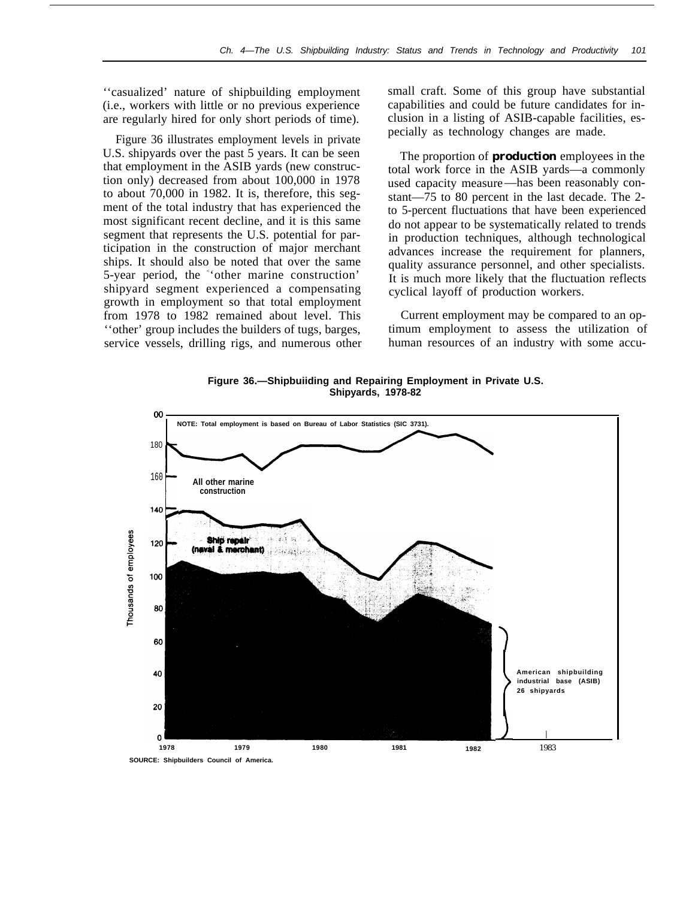''casualized' nature of shipbuilding employment (i.e., workers with little or no previous experience are regularly hired for only short periods of time).

Figure 36 illustrates employment levels in private U.S. shipyards over the past 5 years. It can be seen that employment in the ASIB yards (new construction only) decreased from about 100,000 in 1978 to about 70,000 in 1982. It is, therefore, this segment of the total industry that has experienced the most significant recent decline, and it is this same segment that represents the U.S. potential for participation in the construction of major merchant ships. It should also be noted that over the same 5-year period, the ''other marine construction' shipyard segment experienced a compensating growth in employment so that total employment from 1978 to 1982 remained about level. This ''other' group includes the builders of tugs, barges, service vessels, drilling rigs, and numerous other small craft. Some of this group have substantial capabilities and could be future candidates for inclusion in a listing of ASIB-capable facilities, especially as technology changes are made.

The proportion of **production** employees in the total work force in the ASIB yards—a commonly used capacity measure—has been reasonably constant—75 to 80 percent in the last decade. The 2- to 5-percent fluctuations that have been experienced do not appear to be systematically related to trends in production techniques, although technological advances increase the requirement for planners, quality assurance personnel, and other specialists. It is much more likely that the fluctuation reflects cyclical layoff of production workers.

Current employment may be compared to an optimum employment to assess the utilization of human resources of an industry with some accu-

**Figure 36.—Shipbuiiding and Repairing Employment in Private U.S. Shipyards, 1978-82**

NOTE: Total employment is based on Bureau of Labor Statistics (SIC 3731).

SOURCE: Shipbuilders Council of America.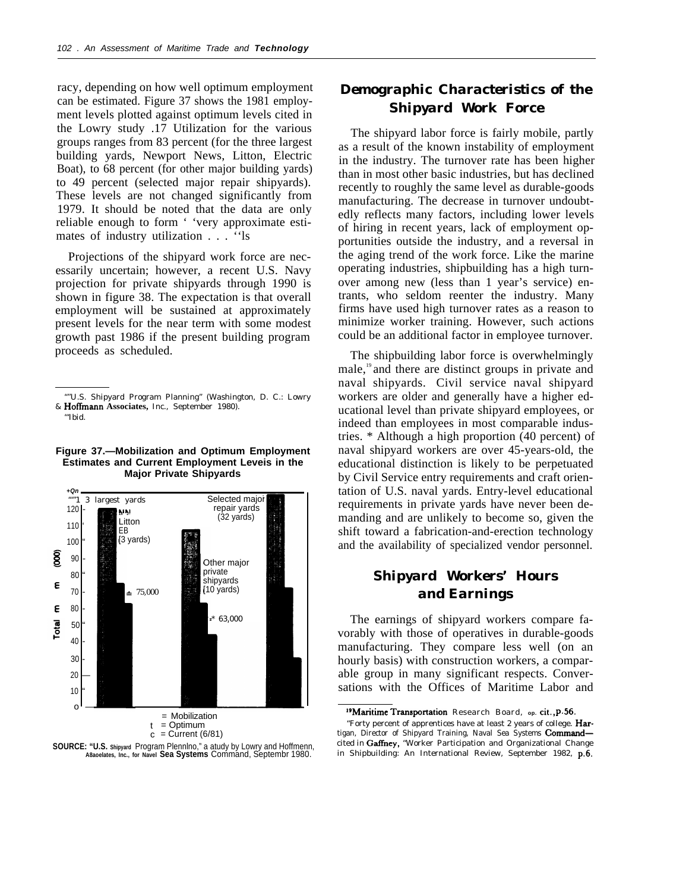racy, depending on how well optimum employment can be estimated. Figure 37 shows the 1981 employment levels plotted against optimum levels cited in the Lowry study .17 Utilization for the various groups ranges from 83 percent (for the three largest building yards, Newport News, Litton, Electric Boat), to 68 percent (for other major building yards) to 49 percent (selected major repair shipyards). These levels are not changed significantly from 1979. It should be noted that the data are only reliable enough to form ' 'very approximate estimates of industry utilization . . . ''ls

Projections of the shipyard work force are necessarily uncertain; however, a recent U.S. Navy projection for private shipyards through 1990 is shown in figure 38. The expectation is that overall employment will be sustained at approximately present levels for the near term with some modest growth past 1986 if the present building program proceeds as scheduled.

""U.S. Shipyard Program Planning" (Washington, D. C.: Lowry & Hoffmann Associates, Inc., September 1980).
"'Ibid.

**Figure 37.—Mobilization and Optimum Employment Estimates and Current Employment Leveis in the Major Private Shipyards**

Total employment (000) — 3 largest yards (NN, Litton, EB; 3 yards): ≐ 75,000; Other major private shipyards (10 yards): ≐ 63,000; Selected major repair yards (32 yards).

= Mobilization
t = Optimum
c = Current (6/81)

**SOURCE: "U.S. Shipyard** Program Plennlno," a atudy by Lowry and Hoffmenn, **A8aoelates, Inc., for Navel Sea Systems** Command, Septembr 1980.

## Demographic Characteristics of the Shipyard Work Force

The shipyard labor force is fairly mobile, partly as a result of the known instability of employment in the industry. The turnover rate has been higher than in most other basic industries, but has declined recently to roughly the same level as durable-goods manufacturing. The decrease in turnover undoubtedly reflects many factors, including lower levels of hiring in recent years, lack of employment opportunities outside the industry, and a reversal in the aging trend of the work force. Like the marine operating industries, shipbuilding has a high turnover among new (less than 1 year's service) entrants, who seldom reenter the industry. Many firms have used high turnover rates as a reason to minimize worker training. However, such actions could be an additional factor in employee turnover.

The shipbuilding labor force is overwhelmingly male,[19] and there are distinct groups in private and naval shipyards. Civil service naval shipyard workers are older and generally have a higher educational level than private shipyard employees, or indeed than employees in most comparable industries. * Although a high proportion (40 percent) of naval shipyard workers are over 45-years-old, the educational distinction is likely to be perpetuated by Civil Service entry requirements and craft orientation of U.S. naval yards. Entry-level educational requirements in private yards have never been demanding and are unlikely to become so, given the shift toward a fabrication-and-erection technology and the availability of specialized vendor personnel.

## Shipyard Workers' Hours and Earnings

The earnings of shipyard workers compare favorably with those of operatives in durable-goods manufacturing. They compare less well (on an hourly basis) with construction workers, a comparable group in many significant respects. Conversations with the Offices of Maritime Labor and

[19]Maritime Transportation Research Board, op. cit., p.56.

"Forty percent of apprentices have at least 2 years of college. Hartigan, Director of Shipyard Training, Naval Sea Systems Command—cited in Gaffney, "Worker Participation and Organizational Change in Shipbuilding: An International Review, September 1982, p.6.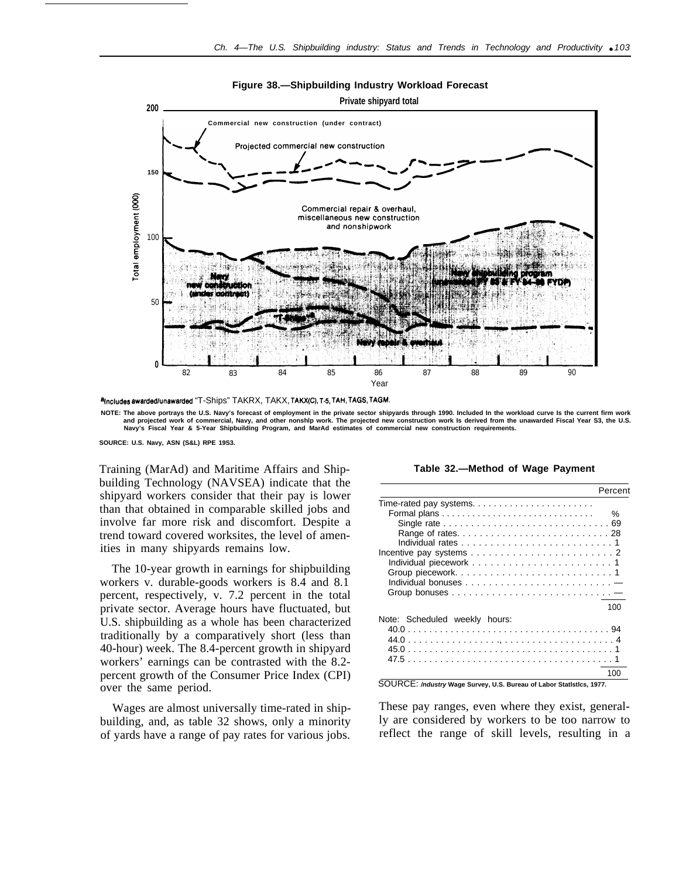**Figure 38.—Shipbuilding Industry Workload Forecast**

[a]Includes awarded/unawarded "T-Ships" TAKRX, TAKX, TAKX(C), T-5, TAH, TAGS, TAGM.

NOTE: The above portrays the U.S. Navy's forecast of employment in the private sector shipyards through 1990. Included In the workload curve Is the current firm work and projected work of commercial, Navy, and other nonshlp work. The projected new construction work Is derived from the unawarded Fiscal Year S3, the U.S. Navy's Fiscal Year & 5-Year Shipbuilding Program, and MarAd estimates of commercial new construction requirements.

SOURCE: U.S. Navy, ASN (S&L) RPE 19S3.

Training (MarAd) and Maritime Affairs and Shipbuilding Technology (NAVSEA) indicate that the shipyard workers consider that their pay is lower than that obtained in comparable skilled jobs and involve far more risk and discomfort. Despite a trend toward covered worksites, the level of amenities in many shipyards remains low.

The 10-year growth in earnings for shipbuilding workers v. durable-goods workers is 8.4 and 8.1 percent, respectively, v. 7.2 percent in the total private sector. Average hours have fluctuated, but U.S. shipbuilding as a whole has been characterized traditionally by a comparatively short (less than 40-hour) week. The 8.4-percent growth in shipyard workers' earnings can be contrasted with the 8.2-percent growth of the Consumer Price Index (CPI) over the same period.

Wages are almost universally time-rated in shipbuilding, and, as table 32 shows, only a minority of yards have a range of pay rates for various jobs.

**Table 32.—Method of Wage Payment**

| | Percent |
|---|---|
| Time-rated pay systems | |
| Formal plans | % |
| Single rate | 69 |
| Range of rates | 28 |
| Individual rates | 1 |
| Incentive pay systems | 2 |
| Individual piecework | 1 |
| Group piecework | 1 |
| Individual bonuses | — |
| Group bonuses | — |
| | 100 |
| Note: Scheduled weekly hours: | |
| 40.0 | 94 |
| 44.0 | 4 |
| 45.0 | 1 |
| 47.5 | 1 |
| | 100 |

SOURCE: *Industry* Wage Survey, U.S. Bureau of Labor Statlstlcs, 1977.

These pay ranges, even where they exist, generally are considered by workers to be too narrow to reflect the range of skill levels, resulting in a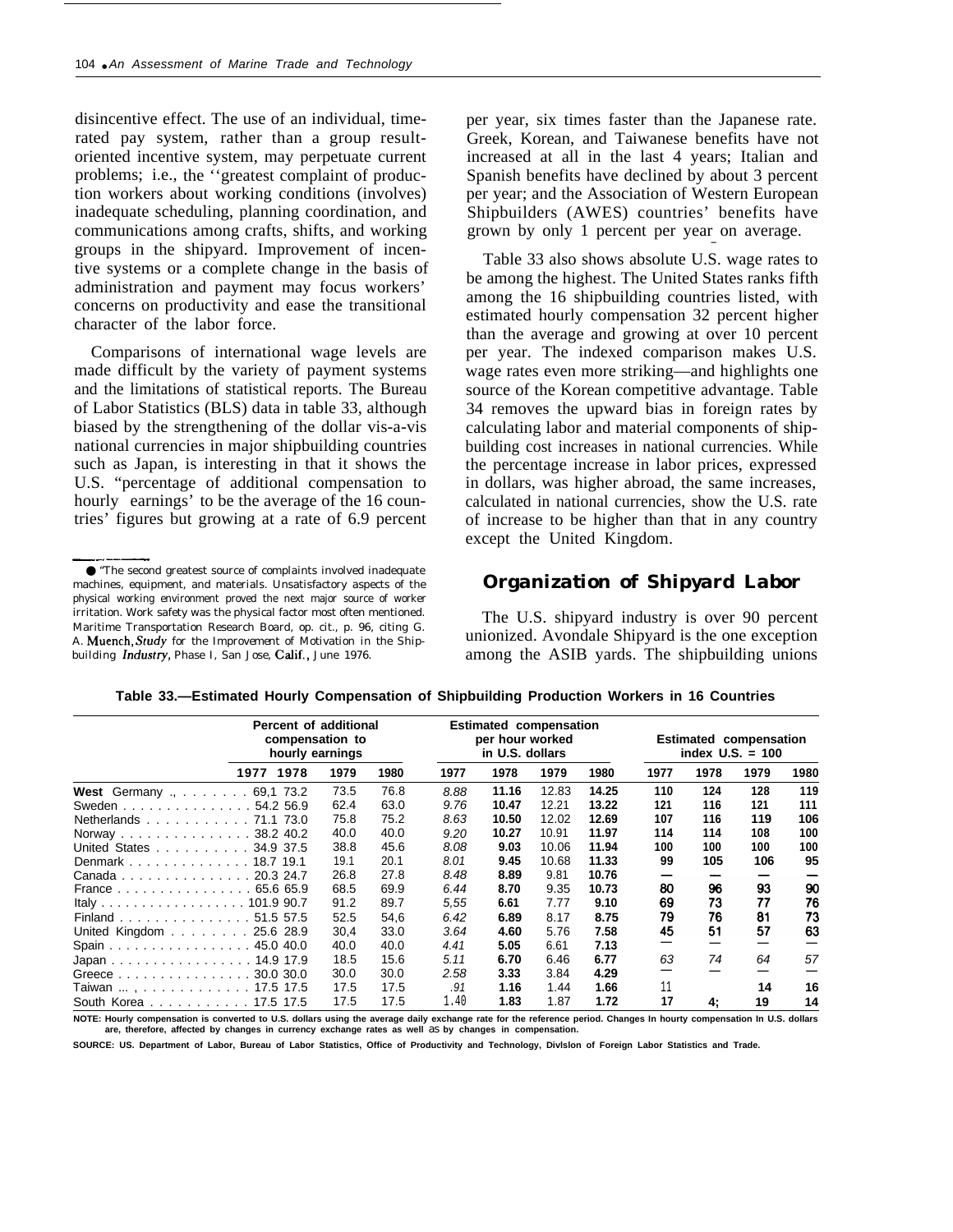disincentive effect. The use of an individual, time-rated pay system, rather than a group result-oriented incentive system, may perpetuate current problems; i.e., the ''greatest complaint of production workers about working conditions (involves) inadequate scheduling, planning coordination, and communications among crafts, shifts, and working groups in the shipyard. Improvement of incentive systems or a complete change in the basis of administration and payment may focus workers' concerns on productivity and ease the transitional character of the labor force.

Comparisons of international wage levels are made difficult by the variety of payment systems and the limitations of statistical reports. The Bureau of Labor Statistics (BLS) data in table 33, although biased by the strengthening of the dollar vis-a-vis national currencies in major shipbuilding countries such as Japan, is interesting in that it shows the U.S. "percentage of additional compensation to hourly earnings' to be the average of the 16 countries' figures but growing at a rate of 6.9 percent per year, six times faster than the Japanese rate. Greek, Korean, and Taiwanese benefits have not increased at all in the last 4 years; Italian and Spanish benefits have declined by about 3 percent per year; and the Association of Western European Shipbuilders (AWES) countries' benefits have grown by only 1 percent per year on average.

Table 33 also shows absolute U.S. wage rates to be among the highest. The United States ranks fifth among the 16 shipbuilding countries listed, with estimated hourly compensation 32 percent higher than the average and growing at over 10 percent per year. The indexed comparison makes U.S. wage rates even more striking—and highlights one source of the Korean competitive advantage. Table 34 removes the upward bias in foreign rates by calculating labor and material components of shipbuilding cost increases in national currencies. While the percentage increase in labor prices, expressed in dollars, was higher abroad, the same increases, calculated in national currencies, show the U.S. rate of increase to be higher than that in any country except the United Kingdom.

● "The second greatest source of complaints involved inadequate machines, equipment, and materials. Unsatisfactory aspects of the physical working environment proved the next major source of worker irritation. Work safety was the physical factor most often mentioned. Maritime Transportation Research Board, op. cit., p. 96, citing G. A. Muench, *Study* for the Improvement of Motivation in the Shipbuilding *Industry*, Phase I, San Jose, Calif., June 1976.

## Organization of Shipyard Labor

The U.S. shipyard industry is over 90 percent unionized. Avondale Shipyard is the one exception among the ASIB yards. The shipbuilding unions

**Table 33.—Estimated Hourly Compensation of Shipbuilding Production Workers in 16 Countries**

| | Percent of additional compensation to hourly earnings | | | | Estimated compensation per hour worked in U.S. dollars | | | | Estimated compensation index U.S. = 100 | | | |
|---|---|---|---|---|---|---|---|---|---|---|---|---|
| | 1977 | 1978 | 1979 | 1980 | 1977 | 1978 | 1979 | 1980 | 1977 | 1978 | 1979 | 1980 |
| **West** Germany | 69,1 | 73.2 | 73.5 | 76.8 | 8.88 | 11.16 | 12.83 | 14.25 | 110 | 124 | 128 | 119 |
| Sweden | 54.2 | 56.9 | 62.4 | 63.0 | 9.76 | 10.47 | 12.21 | 13.22 | 121 | 116 | 121 | 111 |
| Netherlands | 71.1 | 73.0 | 75.8 | 75.2 | 8.63 | 10.50 | 12.02 | 12.69 | 107 | 116 | 119 | 106 |
| Norway | 38.2 | 40.2 | 40.0 | 40.0 | 9.20 | 10.27 | 10.91 | 11.97 | 114 | 114 | 108 | 100 |
| United States | 34.9 | 37.5 | 38.8 | 45.6 | 8.08 | 9.03 | 10.06 | 11.94 | 100 | 100 | 100 | 100 |
| Denmark | 18.7 | 19.1 | 19.1 | 20.1 | 8.01 | 9.45 | 10.68 | 11.33 | 99 | 105 | 106 | 95 |
| Canada | 20.3 | 24.7 | 26.8 | 27.8 | 8.48 | 8.89 | 9.81 | 10.76 | — | — | — | — |
| France | 65.6 | 65.9 | 68.5 | 69.9 | 6.44 | 8.70 | 9.35 | 10.73 | 80 | 96 | 93 | 90 |
| Italy | 101.9 | 90.7 | 91.2 | 89.7 | 5,55 | 6.61 | 7.77 | 9.10 | 69 | 73 | 77 | 76 |
| Finland | 51.5 | 57.5 | 52.5 | 54,6 | 6.42 | 6.89 | 8.17 | 8.75 | 79 | 76 | 81 | 73 |
| United Kingdom | 25.6 | 28.9 | 30,4 | 33.0 | 3.64 | 4.60 | 5.76 | 7.58 | 45 | 51 | 57 | 63 |
| Spain | 45.0 | 40.0 | 40.0 | 40.0 | 4.41 | 5.05 | 6.61 | 7.13 | — | — | — | — |
| Japan | 14.9 | 17.9 | 18.5 | 15.6 | 5.11 | 6.70 | 6.46 | 6.77 | 63 | 74 | 64 | 57 |
| Greece | 30.0 | 30.0 | 30.0 | 30.0 | 2.58 | 3.33 | 3.84 | 4.29 | — | — | — | — |
| Taiwan | 17.5 | 17.5 | 17.5 | 17.5 | .91 | 1.16 | 1.44 | 1.66 | 11 | | 14 | 16 |
| South Korea | 17.5 | 17.5 | 17.5 | 17.5 | 1.40 | 1.83 | 1.87 | 1.72 | 17 | 4; | 19 | 14 |

NOTE: Hourly compensation is converted to U.S. dollars using the average daily exchange rate for the reference period. Changes In hourty compensation In U.S. dollars are, therefore, affected by changes in currency exchange rates as well as by changes in compensation.

SOURCE: US. Department of Labor, Bureau of Labor Statistics, Office of Productivity and Technology, Divlslon of Foreign Labor Statistics and Trade.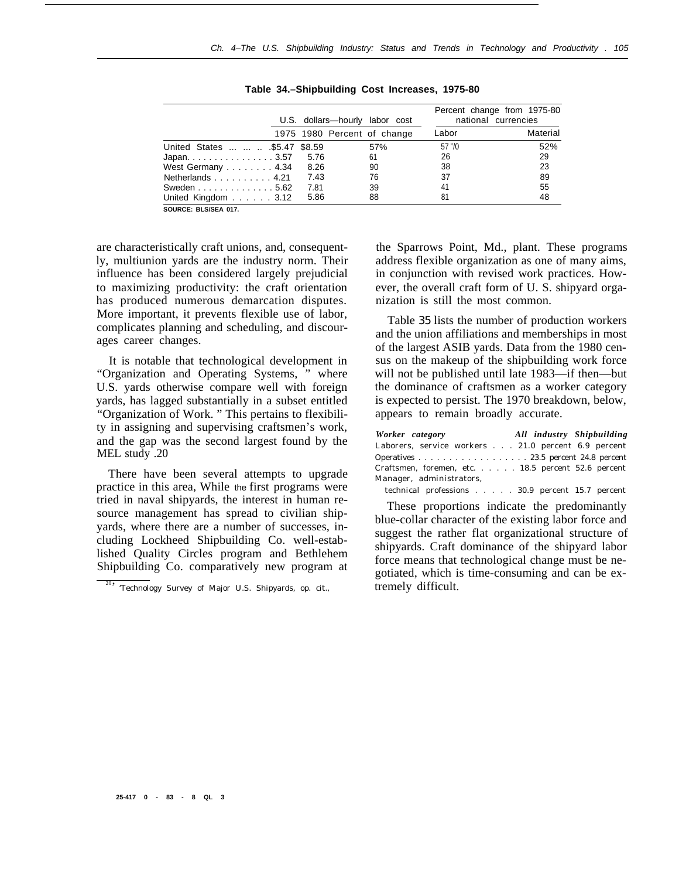**Table 34.–Shipbuilding Cost Increases, 1975-80**

| | U.S. dollars—hourly labor cost | | | Percent change from 1975-80 national currencies | |
|---|---|---|---|---|---|
| | 1975 | 1980 | Percent of change | Labor | Material |
| United States | $5.47 | $8.59 | 57% | 57% | 52% |
| Japan | 3.57 | 5.76 | 61 | 26 | 29 |
| West Germany | 4.34 | 8.26 | 90 | 38 | 23 |
| Netherlands | 4.21 | 7.43 | 76 | 37 | 89 |
| Sweden | 5.62 | 7.81 | 39 | 41 | 55 |
| United Kingdom | 3.12 | 5.86 | 88 | 81 | 48 |

SOURCE: BLS/SEA 017.

are characteristically craft unions, and, consequently, multiunion yards are the industry norm. Their influence has been considered largely prejudicial to maximizing productivity: the craft orientation has produced numerous demarcation disputes. More important, it prevents flexible use of labor, complicates planning and scheduling, and discourages career changes.

It is notable that technological development in "Organization and Operating Systems, " where U.S. yards otherwise compare well with foreign yards, has lagged substantially in a subset entitled "Organization of Work. " This pertains to flexibility in assigning and supervising craftsmen's work, and the gap was the second largest found by the MEL study.[20]

There have been several attempts to upgrade practice in this area, While the first programs were tried in naval shipyards, the interest in human resource management has spread to civilian shipyards, where there are a number of successes, including Lockheed Shipbuilding Co. well-established Quality Circles program and Bethlehem Shipbuilding Co. comparatively new program at the Sparrows Point, Md., plant. These programs address flexible organization as one of many aims, in conjunction with revised work practices. However, the overall craft form of U. S. shipyard organization is still the most common.

Table 35 lists the number of production workers and the union affiliations and memberships in most of the largest ASIB yards. Data from the 1980 census on the makeup of the shipbuilding work force will not be published until late 1983—if then—but the dominance of craftsmen as a worker category is expected to persist. The 1970 breakdown, below, appears to remain broadly accurate.

| *Worker category* | *All industry* | *Shipbuilding* |
|---|---|---|
| Laborers, service workers | 21.0 percent | 6.9 percent |
| Operatives | 23.5 percent | 24.8 percent |
| Craftsmen, foremen, etc. | 18.5 percent | 52.6 percent |
| Manager, administrators, technical professions | 30.9 percent | 15.7 percent |

These proportions indicate the predominantly blue-collar character of the existing labor force and suggest the rather flat organizational structure of shipyards. Craft dominance of the shipyard labor force means that technological change must be negotiated, which is time-consuming and can be extremely difficult.

[20] Technology Survey of Major U.S. Shipyards, op. cit.,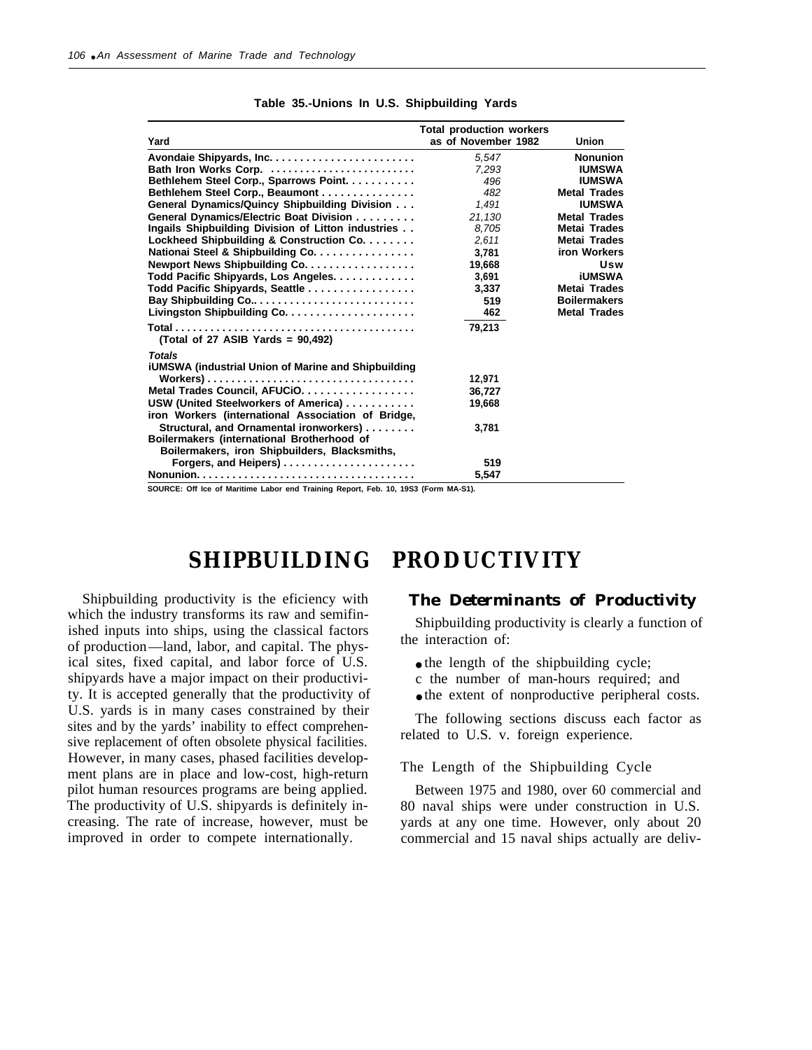**Table 35.-Unions In U.S. Shipbuilding Yards**

| Yard | Total production workers as of November 1982 | Union |
|---|---|---|
| Avondaie Shipyards, Inc. | 5,547 | Nonunion |
| Bath Iron Works Corp. | 7,293 | IUMSWA |
| Bethlehem Steel Corp., Sparrows Point. | 496 | IUMSWA |
| Bethlehem Steel Corp., Beaumont | 482 | Metal Trades |
| General Dynamics/Quincy Shipbuilding Division | 1,491 | IUMSWA |
| General Dynamics/Electric Boat Division | 21,130 | Metal Trades |
| Ingails Shipbuilding Division of Litton industries | 8,705 | Metai Trades |
| Lockheed Shipbuilding & Construction Co. | 2,611 | Metai Trades |
| Nationai Steel & Shipbuilding Co. | 3,781 | iron Workers |
| Newport News Shipbuilding Co. | 19,668 | Usw |
| Todd Pacific Shipyards, Los Angeles. | 3,691 | iUMSWA |
| Todd Pacific Shipyards, Seattle | 3,337 | Metai Trades |
| Bay Shipbuilding Co. | 519 | Boilermakers |
| Livingston Shipbuilding Co. | 462 | Metal Trades |
| Total | 79,213 | |
| (Total of 27 ASIB Yards = 90,492) | | |
| *Totals* | | |
| iUMSWA (industrial Union of Marine and Shipbuilding Workers) | 12,971 | |
| Metal Trades Council, AFUCiO. | 36,727 | |
| USW (United Steelworkers of America) | 19,668 | |
| iron Workers (international Association of Bridge, Structural, and Ornamental ironworkers) | 3,781 | |
| Boilermakers (international Brotherhood of Boilermakers, iron Shipbuilders, Blacksmiths, Forgers, and Heipers) | 519 | |
| Nonunion. | 5,547 | |

SOURCE: Off Ice of Maritime Labor end Training Report, Feb. 10, 19S3 (Form MA-S1).

# SHIPBUILDING PRODUCTIVITY

Shipbuilding productivity is the eficiency with which the industry transforms its raw and semifinished inputs into ships, using the classical factors of production—land, labor, and capital. The physical sites, fixed capital, and labor force of U.S. shipyards have a major impact on their productivity. It is accepted generally that the productivity of U.S. yards is in many cases constrained by their sites and by the yards' inability to effect comprehensive replacement of often obsolete physical facilities. However, in many cases, phased facilities development plans are in place and low-cost, high-return pilot human resources programs are being applied. The productivity of U.S. shipyards is definitely increasing. The rate of increase, however, must be improved in order to compete internationally.

## The Determinants of Productivity

Shipbuilding productivity is clearly a function of the interaction of:

- the length of the shipbuilding cycle;
- the number of man-hours required; and
- the extent of nonproductive peripheral costs.

The following sections discuss each factor as related to U.S. v. foreign experience.

### The Length of the Shipbuilding Cycle

Between 1975 and 1980, over 60 commercial and 80 naval ships were under construction in U.S. yards at any one time. However, only about 20 commercial and 15 naval ships actually are deliv-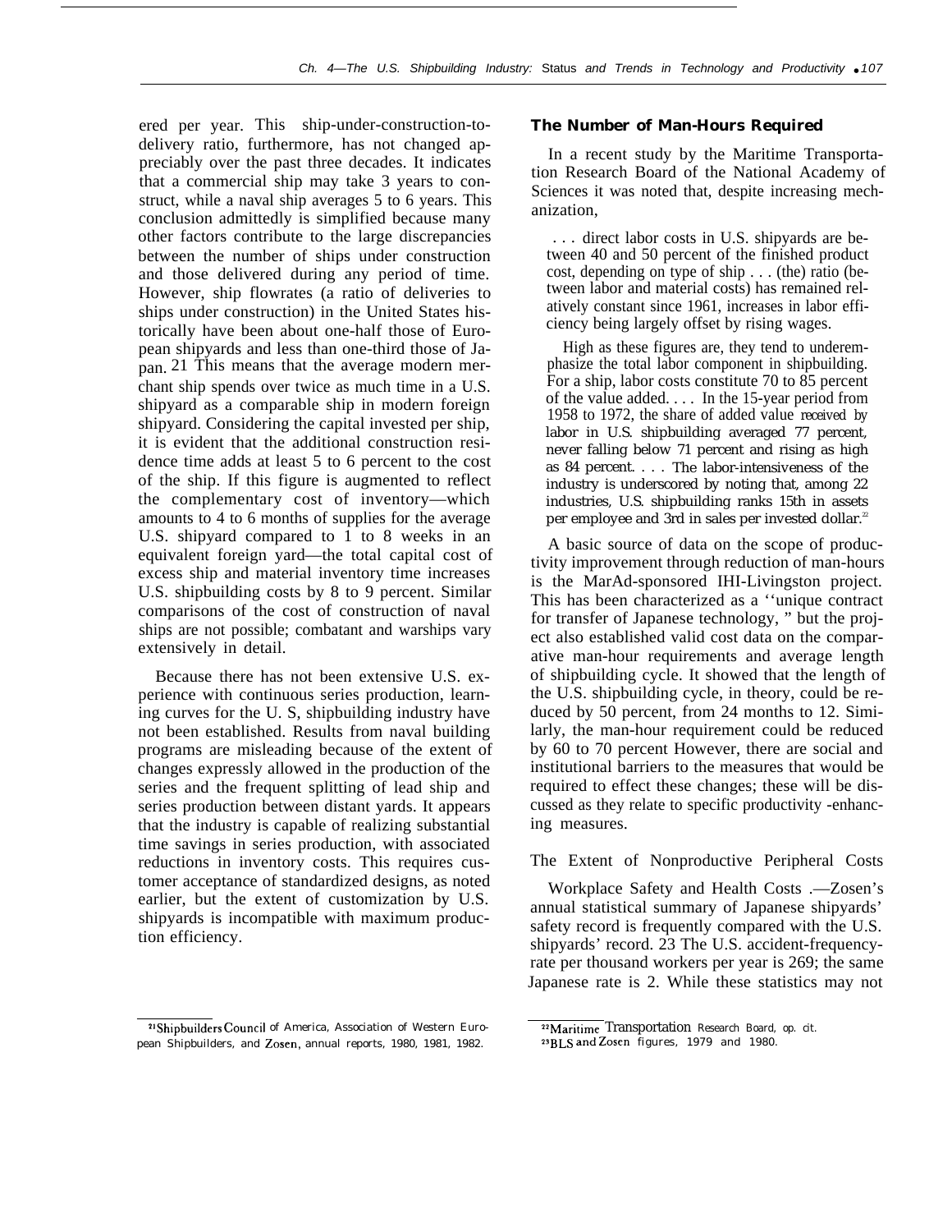ered per year. This ship-under-construction-to-delivery ratio, furthermore, has not changed appreciably over the past three decades. It indicates that a commercial ship may take 3 years to construct, while a naval ship averages 5 to 6 years. This conclusion admittedly is simplified because many other factors contribute to the large discrepancies between the number of ships under construction and those delivered during any period of time. However, ship flowrates (a ratio of deliveries to ships under construction) in the United States historically have been about one-half those of European shipyards and less than one-third those of Japan.[21] This means that the average modern merchant ship spends over twice as much time in a U.S. shipyard as a comparable ship in modern foreign shipyard. Considering the capital invested per ship, it is evident that the additional construction residence time adds at least 5 to 6 percent to the cost of the ship. If this figure is augmented to reflect the complementary cost of inventory—which amounts to 4 to 6 months of supplies for the average U.S. shipyard compared to 1 to 8 weeks in an equivalent foreign yard—the total capital cost of excess ship and material inventory time increases U.S. shipbuilding costs by 8 to 9 percent. Similar comparisons of the cost of construction of naval ships are not possible; combatant and warships vary extensively in detail.

Because there has not been extensive U.S. experience with continuous series production, learning curves for the U. S, shipbuilding industry have not been established. Results from naval building programs are misleading because of the extent of changes expressly allowed in the production of the series and the frequent splitting of lead ship and series production between distant yards. It appears that the industry is capable of realizing substantial time savings in series production, with associated reductions in inventory costs. This requires customer acceptance of standardized designs, as noted earlier, but the extent of customization by U.S. shipyards is incompatible with maximum production efficiency.

**The Number of Man-Hours Required**

In a recent study by the Maritime Transportation Research Board of the National Academy of Sciences it was noted that, despite increasing mechanization,

> . . . direct labor costs in U.S. shipyards are between 40 and 50 percent of the finished product cost, depending on type of ship . . . (the) ratio (between labor and material costs) has remained relatively constant since 1961, increases in labor efficiency being largely offset by rising wages.
>
> High as these figures are, they tend to underemphasize the total labor component in shipbuilding. For a ship, labor costs constitute 70 to 85 percent of the value added. . . . In the 15-year period from 1958 to 1972, the share of added value received by labor in U.S. shipbuilding averaged 77 percent, never falling below 71 percent and rising as high as 84 percent. . . . The labor-intensiveness of the industry is underscored by noting that, among 22 industries, U.S. shipbuilding ranks 15th in assets per employee and 3rd in sales per invested dollar.[22]

A basic source of data on the scope of productivity improvement through reduction of man-hours is the MarAd-sponsored IHI-Livingston project. This has been characterized as a ''unique contract for transfer of Japanese technology, " but the project also established valid cost data on the comparative man-hour requirements and average length of shipbuilding cycle. It showed that the length of the U.S. shipbuilding cycle, in theory, could be reduced by 50 percent, from 24 months to 12. Similarly, the man-hour requirement could be reduced by 60 to 70 percent However, there are social and institutional barriers to the measures that would be required to effect these changes; these will be discussed as they relate to specific productivity -enhancing measures.

The Extent of Nonproductive Peripheral Costs

Workplace Safety and Health Costs .—Zosen's annual statistical summary of Japanese shipyards' safety record is frequently compared with the U.S. shipyards' record.[23] The U.S. accident-frequency-rate per thousand workers per year is 269; the same Japanese rate is 2. While these statistics may not

[21] Shipbuilders Council of America, Association of Western European Shipbuilders, and Zosen, annual reports, 1980, 1981, 1982.

[22] Maritime Transportation Research Board, op. cit.

[23] BLS and Zosen figures, 1979 and 1980.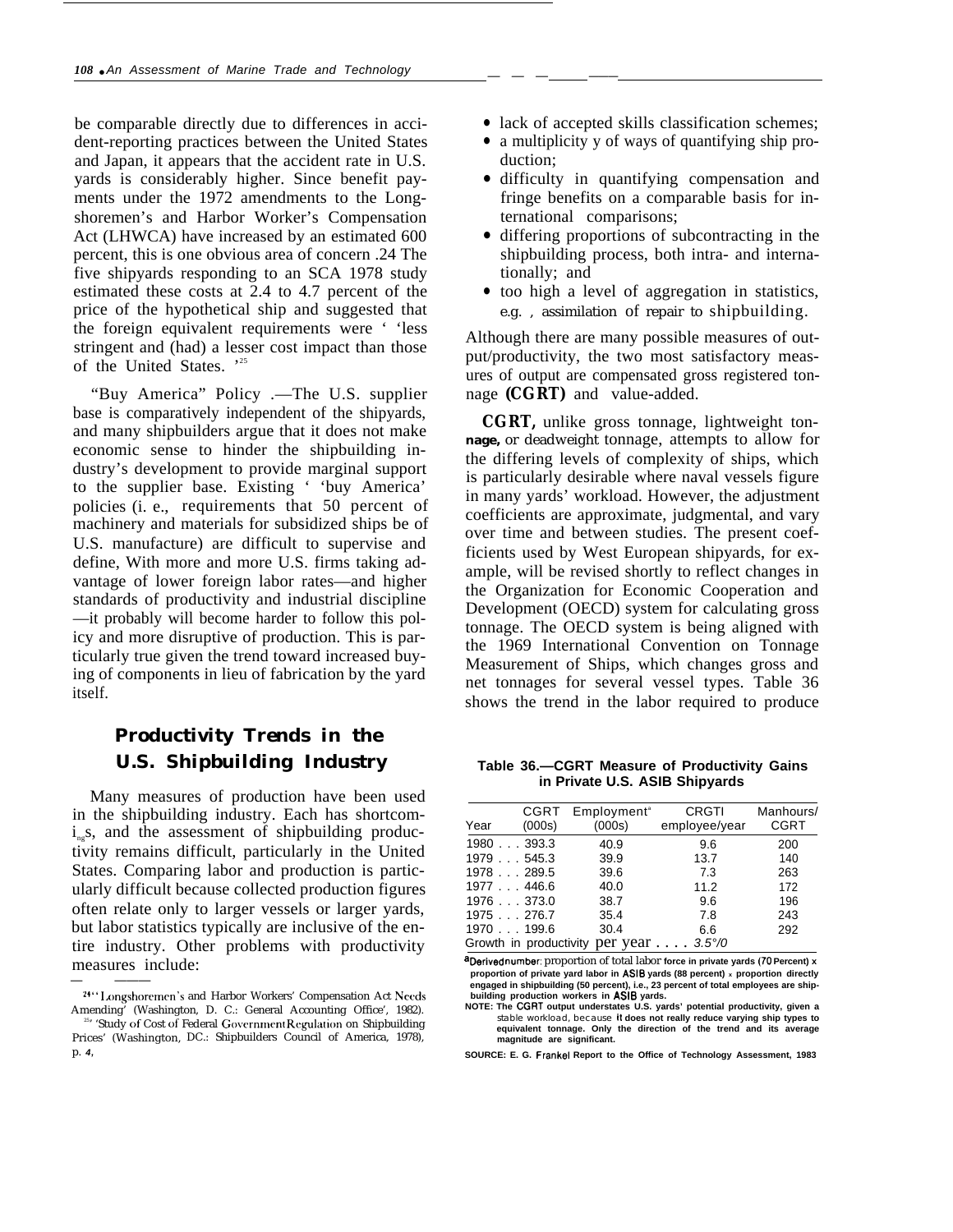be comparable directly due to differences in accident-reporting practices between the United States and Japan, it appears that the accident rate in U.S. yards is considerably higher. Since benefit payments under the 1972 amendments to the Longshoremen's and Harbor Worker's Compensation Act (LHWCA) have increased by an estimated 600 percent, this is one obvious area of concern .24 The five shipyards responding to an SCA 1978 study estimated these costs at 2.4 to 4.7 percent of the price of the hypothetical ship and suggested that the foreign equivalent requirements were ' 'less stringent and (had) a lesser cost impact than those of the United States. '[25]

"Buy America" Policy .—The U.S. supplier base is comparatively independent of the shipyards, and many shipbuilders argue that it does not make economic sense to hinder the shipbuilding industry's development to provide marginal support to the supplier base. Existing ' 'buy America' policies (i. e., requirements that 50 percent of machinery and materials for subsidized ships be of U.S. manufacture) are difficult to supervise and define, With more and more U.S. firms taking advantage of lower foreign labor rates—and higher standards of productivity and industrial discipline —it probably will become harder to follow this policy and more disruptive of production. This is particularly true given the trend toward increased buying of components in lieu of fabrication by the yard itself.

## Productivity Trends in the U.S. Shipbuilding Industry

Many measures of production have been used in the shipbuilding industry. Each has shortcomings, and the assessment of shipbuilding productivity remains difficult, particularly in the United States. Comparing labor and production is particularly difficult because collected production figures often relate only to larger vessels or larger yards, but labor statistics typically are inclusive of the entire industry. Other problems with productivity measures include:

- lack of accepted skills classification schemes;
- a multiplicity y of ways of quantifying ship production;
- difficulty in quantifying compensation and fringe benefits on a comparable basis for international comparisons;
- differing proportions of subcontracting in the shipbuilding process, both intra- and internationally; and
- too high a level of aggregation in statistics, e.g. , assimilation of repair to shipbuilding.

Although there are many possible measures of output/productivity, the two most satisfactory measures of output are compensated gross registered tonnage **(CGRT)** and value-added.

**CGRT,** unlike gross tonnage, lightweight tonnage, or deadweight tonnage, attempts to allow for the differing levels of complexity of ships, which is particularly desirable where naval vessels figure in many yards' workload. However, the adjustment coefficients are approximate, judgmental, and vary over time and between studies. The present coefficients used by West European shipyards, for example, will be revised shortly to reflect changes in the Organization for Economic Cooperation and Development (OECD) system for calculating gross tonnage. The OECD system is being aligned with the 1969 International Convention on Tonnage Measurement of Ships, which changes gross and net tonnages for several vessel types. Table 36 shows the trend in the labor required to produce

**Table 36.—CGRT Measure of Productivity Gains in Private U.S. ASIB Shipyards**

| Year | CGRT (000s) | Employment[a] (000s) | CRGTI employee/year | Manhours/ CGRT |
|---|---|---|---|---|
| 1980 | 393.3 | 40.9 | 9.6 | 200 |
| 1979 | 545.3 | 39.9 | 13.7 | 140 |
| 1978 | 289.5 | 39.6 | 7.3 | 263 |
| 1977 | 446.6 | 40.0 | 11.2 | 172 |
| 1976 | 373.0 | 38.7 | 9.6 | 196 |
| 1975 | 276.7 | 35.4 | 7.8 | 243 |
| 1970 | 199.6 | 30.4 | 6.6 | 292 |
| Growth in productivity per year . . . . 3.5°/0 | | | | |

[a]Derived number: proportion of total labor force in private yards (70 Percent) x proportion of private yard labor in ASIB yards (88 percent) x proportion directly engaged in shipbuilding (50 percent), i.e., 23 percent of total employees are shipbuilding production workers in ASIB yards.

NOTE: The CGRT output understates U.S. yards' potential productivity, given a stable workload, because it does not really reduce varying ship types to equivalent tonnage. Only the direction of the trend and its average magnitude are significant.

SOURCE: E. G. Frankel Report to the Office of Technology Assessment, 1983

[24] ' 'Longshoremen's and Harbor Workers' Compensation Act Needs Amending' (Washington, D. C.: General Accounting Office', 1982).

[25] 'Study of Cost of Federal Government Regulation on Shipbuilding Prices' (Washington, DC.: Shipbuilders Council of America, 1978), p. 4,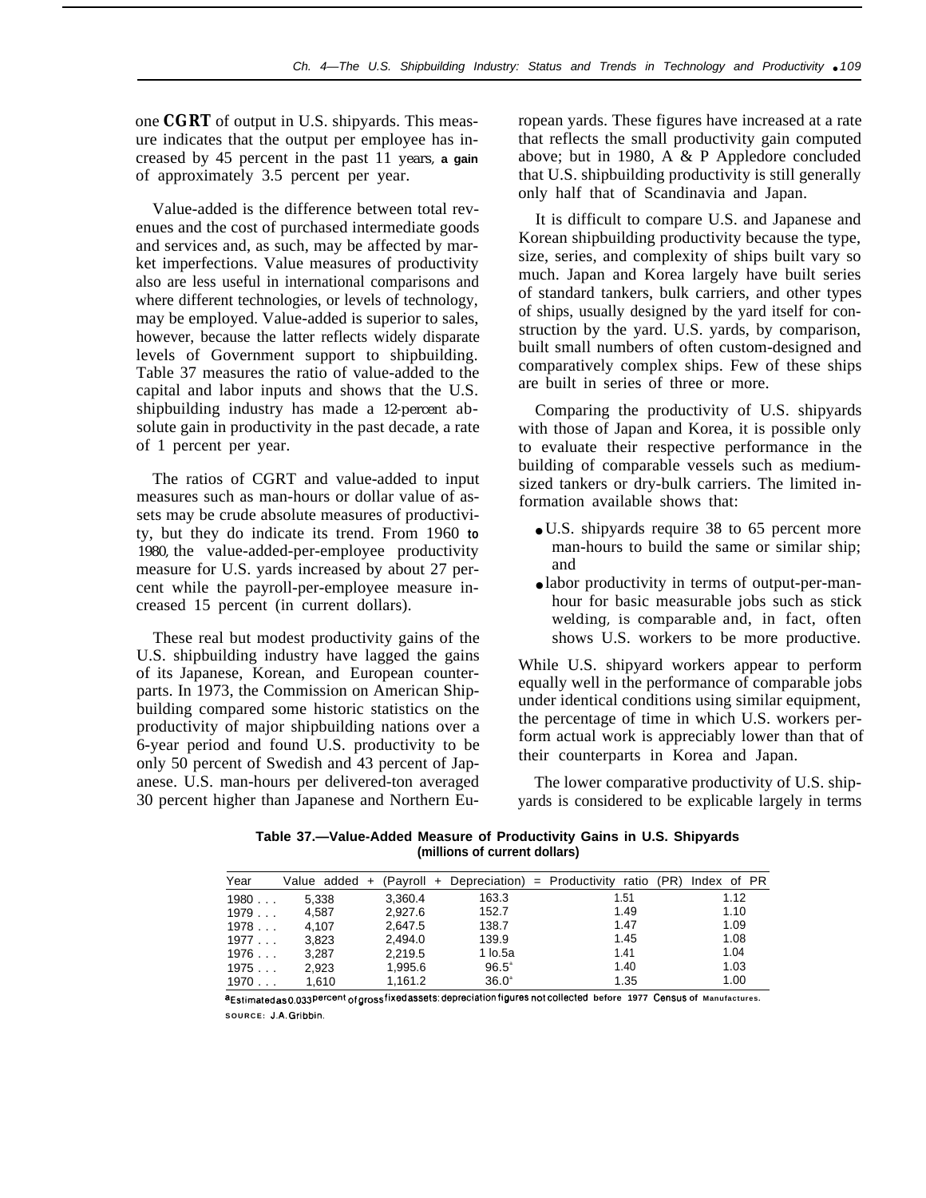one **CGRT** of output in U.S. shipyards. This measure indicates that the output per employee has increased by 45 percent in the past 11 years, a gain of approximately 3.5 percent per year.

Value-added is the difference between total revenues and the cost of purchased intermediate goods and services and, as such, may be affected by market imperfections. Value measures of productivity also are less useful in international comparisons and where different technologies, or levels of technology, may be employed. Value-added is superior to sales, however, because the latter reflects widely disparate levels of Government support to shipbuilding. Table 37 measures the ratio of value-added to the capital and labor inputs and shows that the U.S. shipbuilding industry has made a 12-percent absolute gain in productivity in the past decade, a rate of 1 percent per year.

The ratios of CGRT and value-added to input measures such as man-hours or dollar value of assets may be crude absolute measures of productivity, but they do indicate its trend. From 1960 to 1980, the value-added-per-employee productivity measure for U.S. yards increased by about 27 percent while the payroll-per-employee measure increased 15 percent (in current dollars).

These real but modest productivity gains of the U.S. shipbuilding industry have lagged the gains of its Japanese, Korean, and European counterparts. In 1973, the Commission on American Shipbuilding compared some historic statistics on the productivity of major shipbuilding nations over a 6-year period and found U.S. productivity to be only 50 percent of Swedish and 43 percent of Japanese. U.S. man-hours per delivered-ton averaged 30 percent higher than Japanese and Northern European yards. These figures have increased at a rate that reflects the small productivity gain computed above; but in 1980, A & P Appledore concluded that U.S. shipbuilding productivity is still generally only half that of Scandinavia and Japan.

It is difficult to compare U.S. and Japanese and Korean shipbuilding productivity because the type, size, series, and complexity of ships built vary so much. Japan and Korea largely have built series of standard tankers, bulk carriers, and other types of ships, usually designed by the yard itself for construction by the yard. U.S. yards, by comparison, built small numbers of often custom-designed and comparatively complex ships. Few of these ships are built in series of three or more.

Comparing the productivity of U.S. shipyards with those of Japan and Korea, it is possible only to evaluate their respective performance in the building of comparable vessels such as medium-sized tankers or dry-bulk carriers. The limited information available shows that:

- U.S. shipyards require 38 to 65 percent more man-hours to build the same or similar ship; and
- labor productivity in terms of output-per-man-hour for basic measurable jobs such as stick welding, is comparable and, in fact, often shows U.S. workers to be more productive.

While U.S. shipyard workers appear to perform equally well in the performance of comparable jobs under identical conditions using similar equipment, the percentage of time in which U.S. workers perform actual work is appreciably lower than that of their counterparts in Korea and Japan.

The lower comparative productivity of U.S. shipyards is considered to be explicable largely in terms

**Table 37.—Value-Added Measure of Productivity Gains in U.S. Shipyards (millions of current dollars)**

| Year | Value added ÷ | (Payroll + | Depreciation) = | Productivity ratio (PR) | Index of PR |
|---|---|---|---|---|---|
| 1980 . . . | 5,338 | 3,360.4 | 163.3 | 1.51 | 1.12 |
| 1979 . . . | 4,587 | 2,927.6 | 152.7 | 1.49 | 1.10 |
| 1978 . . . | 4,107 | 2,647.5 | 138.7 | 1.47 | 1.09 |
| 1977 . . . | 3,823 | 2,494.0 | 139.9 | 1.45 | 1.08 |
| 1976 . . . | 3,287 | 2,219.5 | 110.5[a] | 1.41 | 1.04 |
| 1975 . . . | 2,923 | 1,995.6 | 96.5[a] | 1.40 | 1.03 |
| 1970 . . . | 1,610 | 1,161.2 | 36.0[a] | 1.35 | 1.00 |

[a]Estimated as 0.033 percent of gross fixed assets: depreciation figures not collected before 1977 Census of Manufactures.

SOURCE: J.A. Gribbin.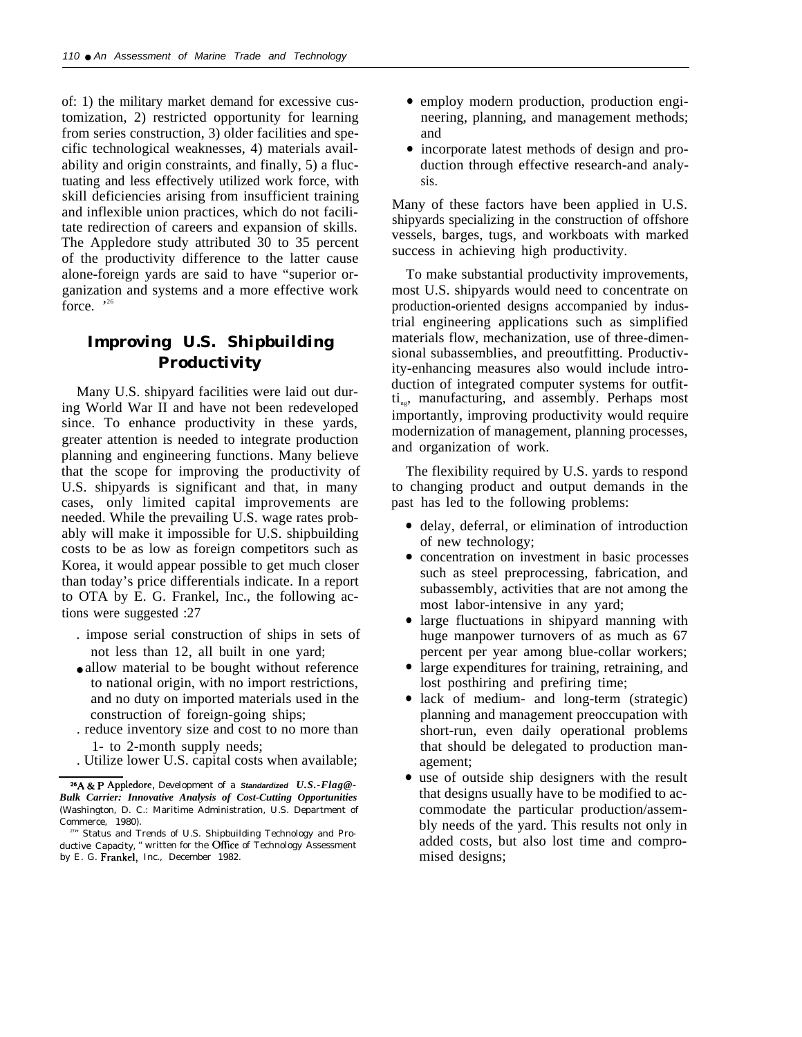of: 1) the military market demand for excessive customization, 2) restricted opportunity for learning from series construction, 3) older facilities and specific technological weaknesses, 4) materials availability and origin constraints, and finally, 5) a fluctuating and less effectively utilized work force, with skill deficiencies arising from insufficient training and inflexible union practices, which do not facilitate redirection of careers and expansion of skills. The Appledore study attributed 30 to 35 percent of the productivity difference to the latter cause alone-foreign yards are said to have "superior organization and systems and a more effective work force. "[26]

## Improving U.S. Shipbuilding Productivity

Many U.S. shipyard facilities were laid out during World War II and have not been redeveloped since. To enhance productivity in these yards, greater attention is needed to integrate production planning and engineering functions. Many believe that the scope for improving the productivity of U.S. shipyards is significant and that, in many cases, only limited capital improvements are needed. While the prevailing U.S. wage rates probably will make it impossible for U.S. shipbuilding costs to be as low as foreign competitors such as Korea, it would appear possible to get much closer than today's price differentials indicate. In a report to OTA by E. G. Frankel, Inc., the following actions were suggested :27

- impose serial construction of ships in sets of not less than 12, all built in one yard;
- allow material to be bought without reference to national origin, with no import restrictions, and no duty on imported materials used in the construction of foreign-going ships;
- reduce inventory size and cost to no more than 1- to 2-month supply needs;
- Utilize lower U.S. capital costs when available;
- employ modern production, production engineering, planning, and management methods; and
- incorporate latest methods of design and production through effective research-and analysis.

Many of these factors have been applied in U.S. shipyards specializing in the construction of offshore vessels, barges, tugs, and workboats with marked success in achieving high productivity.

To make substantial productivity improvements, most U.S. shipyards would need to concentrate on production-oriented designs accompanied by industrial engineering applications such as simplified materials flow, mechanization, use of three-dimensional subassemblies, and preoutfitting. Productivity-enhancing measures also would include introduction of integrated computer systems for outfitting, manufacturing, and assembly. Perhaps most importantly, improving productivity would require modernization of management, planning processes, and organization of work.

The flexibility required by U.S. yards to respond to changing product and output demands in the past has led to the following problems:

- delay, deferral, or elimination of introduction of new technology;
- concentration on investment in basic processes such as steel preprocessing, fabrication, and subassembly, activities that are not among the most labor-intensive in any yard;
- large fluctuations in shipyard manning with huge manpower turnovers of as much as 67 percent per year among blue-collar workers;
- large expenditures for training, retraining, and lost posthiring and prefiring time;
- lack of medium- and long-term (strategic) planning and management preoccupation with short-run, even daily operational problems that should be delegated to production management;
- use of outside ship designers with the result that designs usually have to be modified to accommodate the particular production/assembly needs of the yard. This results not only in added costs, but also lost time and compromised designs;

[26]A & P Appledore, Development of a *Standardized U.S.-Flag@-Bulk Carrier: Innovative Analysis of Cost-Cutting Opportunities* (Washington, D. C.: Maritime Administration, U.S. Department of Commerce, 1980).

[27]" Status and Trends of U.S. Shipbuilding Technology and Productive Capacity, " written for the Office of Technology Assessment by E. G. Frankel, Inc., December 1982.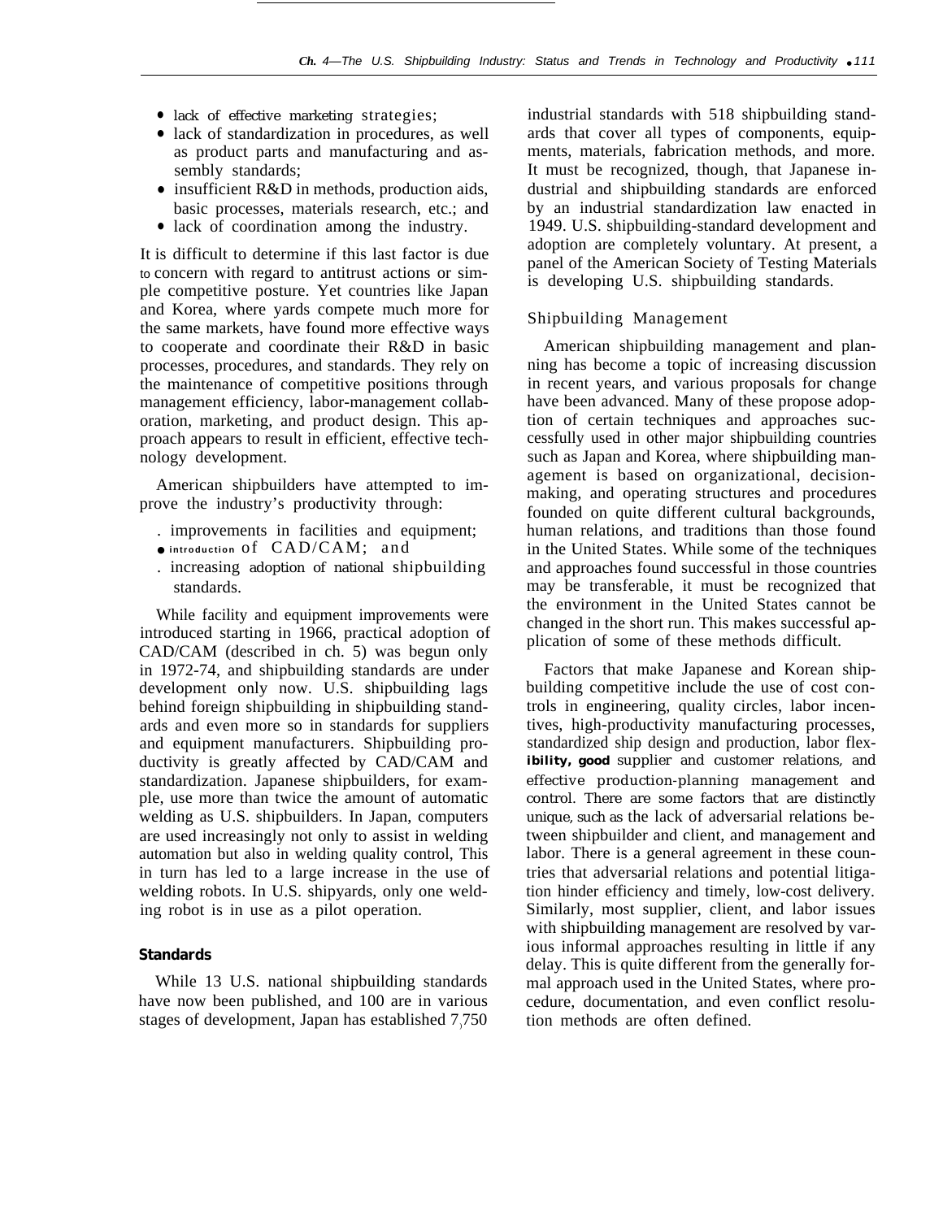- lack of effective marketing strategies;
- lack of standardization in procedures, as well as product parts and manufacturing and assembly standards;
- insufficient R&D in methods, production aids, basic processes, materials research, etc.; and
- lack of coordination among the industry.

It is difficult to determine if this last factor is due to concern with regard to antitrust actions or simple competitive posture. Yet countries like Japan and Korea, where yards compete much more for the same markets, have found more effective ways to cooperate and coordinate their R&D in basic processes, procedures, and standards. They rely on the maintenance of competitive positions through management efficiency, labor-management collaboration, marketing, and product design. This approach appears to result in efficient, effective technology development.

American shipbuilders have attempted to improve the industry's productivity through:

- improvements in facilities and equipment;
- introduction of CAD/CAM; and
- increasing adoption of national shipbuilding standards.

While facility and equipment improvements were introduced starting in 1966, practical adoption of CAD/CAM (described in ch. 5) was begun only in 1972-74, and shipbuilding standards are under development only now. U.S. shipbuilding lags behind foreign shipbuilding in shipbuilding standards and even more so in standards for suppliers and equipment manufacturers. Shipbuilding productivity is greatly affected by CAD/CAM and standardization. Japanese shipbuilders, for example, use more than twice the amount of automatic welding as U.S. shipbuilders. In Japan, computers are used increasingly not only to assist in welding automation but also in welding quality control, This in turn has led to a large increase in the use of welding robots. In U.S. shipyards, only one welding robot is in use as a pilot operation.

### Standards

While 13 U.S. national shipbuilding standards have now been published, and 100 are in various stages of development, Japan has established 7,750 industrial standards with 518 shipbuilding standards that cover all types of components, equipments, materials, fabrication methods, and more. It must be recognized, though, that Japanese industrial and shipbuilding standards are enforced by an industrial standardization law enacted in 1949. U.S. shipbuilding-standard development and adoption are completely voluntary. At present, a panel of the American Society of Testing Materials is developing U.S. shipbuilding standards.

### Shipbuilding Management

American shipbuilding management and planning has become a topic of increasing discussion in recent years, and various proposals for change have been advanced. Many of these propose adoption of certain techniques and approaches successfully used in other major shipbuilding countries such as Japan and Korea, where shipbuilding management is based on organizational, decision-making, and operating structures and procedures founded on quite different cultural backgrounds, human relations, and traditions than those found in the United States. While some of the techniques and approaches found successful in those countries may be transferable, it must be recognized that the environment in the United States cannot be changed in the short run. This makes successful application of some of these methods difficult.

Factors that make Japanese and Korean shipbuilding competitive include the use of cost controls in engineering, quality circles, labor incentives, high-productivity manufacturing processes, standardized ship design and production, labor flexibility, good supplier and customer relations, and effective production-planning management and control. There are some factors that are distinctly unique, such as the lack of adversarial relations between shipbuilder and client, and management and labor. There is a general agreement in these countries that adversarial relations and potential litigation hinder efficiency and timely, low-cost delivery. Similarly, most supplier, client, and labor issues with shipbuilding management are resolved by various informal approaches resulting in little if any delay. This is quite different from the generally formal approach used in the United States, where procedure, documentation, and even conflict resolution methods are often defined.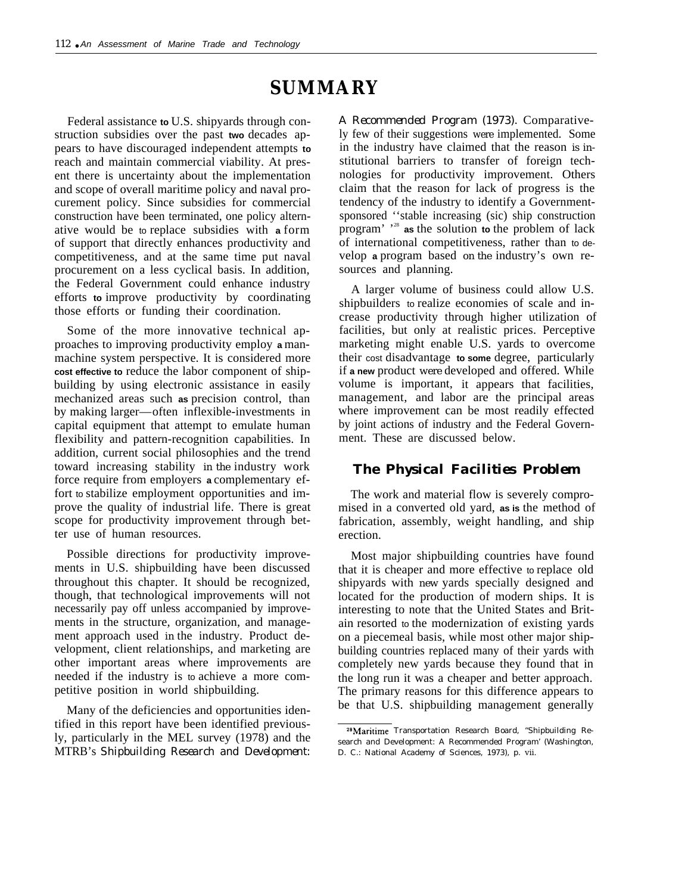# SUMMARY

Federal assistance to U.S. shipyards through construction subsidies over the past two decades appears to have discouraged independent attempts to reach and maintain commercial viability. At present there is uncertainty about the implementation and scope of overall maritime policy and naval procurement policy. Since subsidies for commercial construction have been terminated, one policy alternative would be to replace subsidies with a form of support that directly enhances productivity and competitiveness, and at the same time put naval procurement on a less cyclical basis. In addition, the Federal Government could enhance industry efforts to improve productivity by coordinating those efforts or funding their coordination.

Some of the more innovative technical approaches to improving productivity employ a man-machine system perspective. It is considered more cost effective to reduce the labor component of shipbuilding by using electronic assistance in easily mechanized areas such as precision control, than by making larger—often inflexible-investments in capital equipment that attempt to emulate human flexibility and pattern-recognition capabilities. In addition, current social philosophies and the trend toward increasing stability in the industry work force require from employers a complementary effort to stabilize employment opportunities and improve the quality of industrial life. There is great scope for productivity improvement through better use of human resources.

Possible directions for productivity improvements in U.S. shipbuilding have been discussed throughout this chapter. It should be recognized, though, that technological improvements will not necessarily pay off unless accompanied by improvements in the structure, organization, and management approach used in the industry. Product development, client relationships, and marketing are other important areas where improvements are needed if the industry is to achieve a more competitive position in world shipbuilding.

Many of the deficiencies and opportunities identified in this report have been identified previously, particularly in the MEL survey (1978) and the MTRB's *Shipbuilding Research and Development: A Recommended Program* (1973). Comparatively few of their suggestions were implemented. Some in the industry have claimed that the reason is institutional barriers to transfer of foreign technologies for productivity improvement. Others claim that the reason for lack of progress is the tendency of the industry to identify a Government-sponsored ''stable increasing (sic) ship construction program' '[28] as the solution to the problem of lack of international competitiveness, rather than to develop a program based on the industry's own resources and planning.

A larger volume of business could allow U.S. shipbuilders to realize economies of scale and increase productivity through higher utilization of facilities, but only at realistic prices. Perceptive marketing might enable U.S. yards to overcome their cost disadvantage to some degree, particularly if a new product were developed and offered. While volume is important, it appears that facilities, management, and labor are the principal areas where improvement can be most readily effected by joint actions of industry and the Federal Government. These are discussed below.

## The Physical Facilities Problem

The work and material flow is severely compromised in a converted old yard, as is the method of fabrication, assembly, weight handling, and ship erection.

Most major shipbuilding countries have found that it is cheaper and more effective to replace old shipyards with new yards specially designed and located for the production of modern ships. It is interesting to note that the United States and Britain resorted to the modernization of existing yards on a piecemeal basis, while most other major shipbuilding countries replaced many of their yards with completely new yards because they found that in the long run it was a cheaper and better approach. The primary reasons for this difference appears to be that U.S. shipbuilding management generally

---

[28] Maritime Transportation Research Board, "Shipbuilding Research and Development: A Recommended Program' (Washington, D. C.: National Academy of Sciences, 1973), p. vii.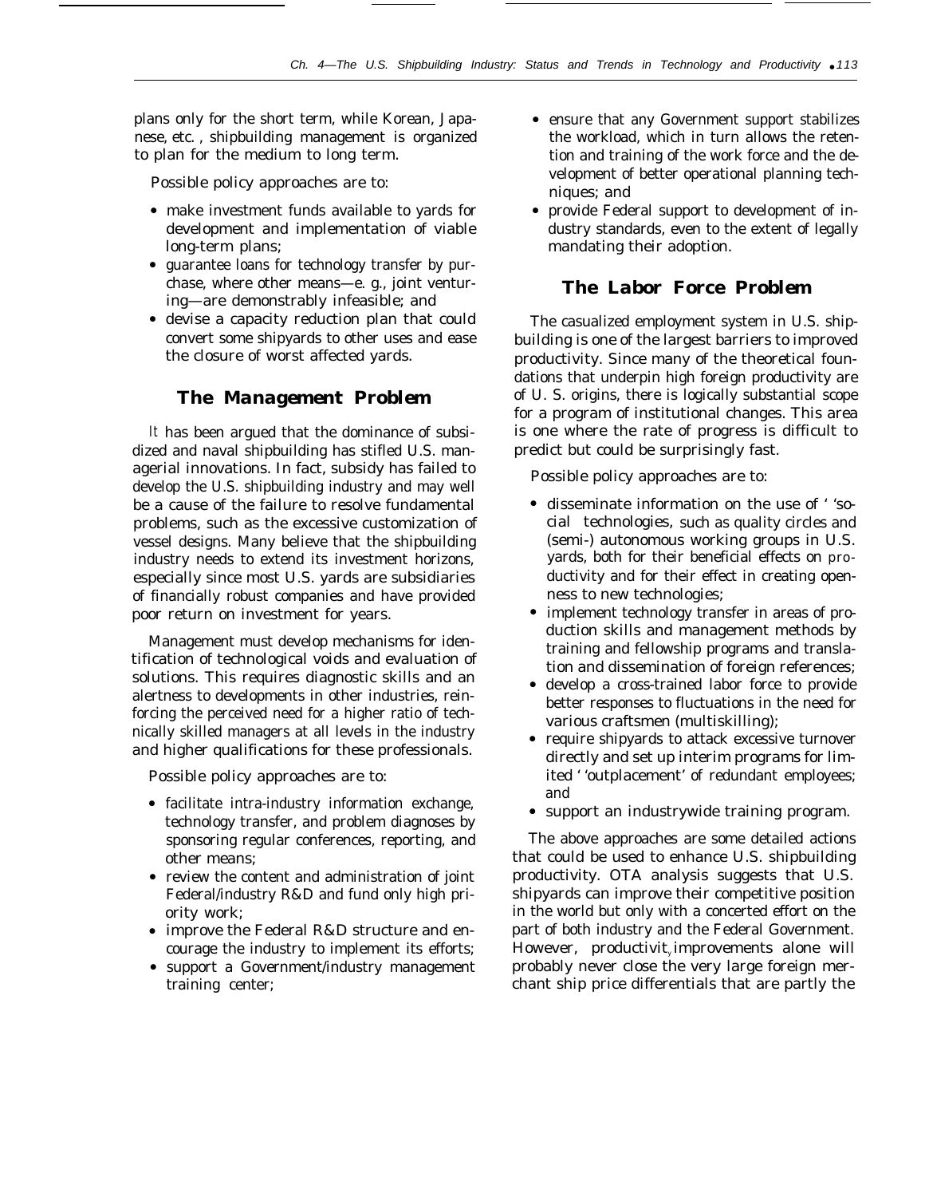plans only for the short term, while Korean, Japanese, etc., shipbuilding management is organized to plan for the medium to long term.

Possible policy approaches are to:

- make investment funds available to yards for development and implementation of viable long-term plans;
- guarantee loans for technology transfer by purchase, where other means—e. g., joint venturing—are demonstrably infeasible; and
- devise a capacity reduction plan that could convert some shipyards to other uses and ease the closure of worst affected yards.

## The Management Problem

It has been argued that the dominance of subsidized and naval shipbuilding has stifled U.S. managerial innovations. In fact, subsidy has failed to develop the U.S. shipbuilding industry and may well be a cause of the failure to resolve fundamental problems, such as the excessive customization of vessel designs. Many believe that the shipbuilding industry needs to extend its investment horizons, especially since most U.S. yards are subsidiaries of financially robust companies and have provided poor return on investment for years.

Management must develop mechanisms for identification of technological voids and evaluation of solutions. This requires diagnostic skills and an alertness to developments in other industries, reinforcing the perceived need for a higher ratio of technically skilled managers at all levels in the industry and higher qualifications for these professionals.

Possible policy approaches are to:

- facilitate intra-industry information exchange, technology transfer, and problem diagnoses by sponsoring regular conferences, reporting, and other means;
- review the content and administration of joint Federal/industry R&D and fund only high priority work;
- improve the Federal R&D structure and encourage the industry to implement its efforts;
- support a Government/industry management training center;
- ensure that any Government support stabilizes the workload, which in turn allows the retention and training of the work force and the development of better operational planning techniques; and
- provide Federal support to development of industry standards, even to the extent of legally mandating their adoption.

## The Labor Force Problem

The casualized employment system in U.S. shipbuilding is one of the largest barriers to improved productivity. Since many of the theoretical foundations that underpin high foreign productivity are of U. S. origins, there is logically substantial scope for a program of institutional changes. This area is one where the rate of progress is difficult to predict but could be surprisingly fast.

Possible policy approaches are to:

- disseminate information on the use of ''social technologies, such as quality circles and (semi-) autonomous working groups in U.S. yards, both for their beneficial effects on productivity and for their effect in creating openness to new technologies;
- implement technology transfer in areas of production skills and management methods by training and fellowship programs and translation and dissemination of foreign references;
- develop a cross-trained labor force to provide better responses to fluctuations in the need for various craftsmen (multiskilling);
- require shipyards to attack excessive turnover directly and set up interim programs for limited ''outplacement' of redundant employees; and
- support an industrywide training program.

The above approaches are some detailed actions that could be used to enhance U.S. shipbuilding productivity. OTA analysis suggests that U.S. shipyards can improve their competitive position in the world but only with a concerted effort on the part of both industry and the Federal Government. However, productivity improvements alone will probably never close the very large foreign merchant ship price differentials that are partly the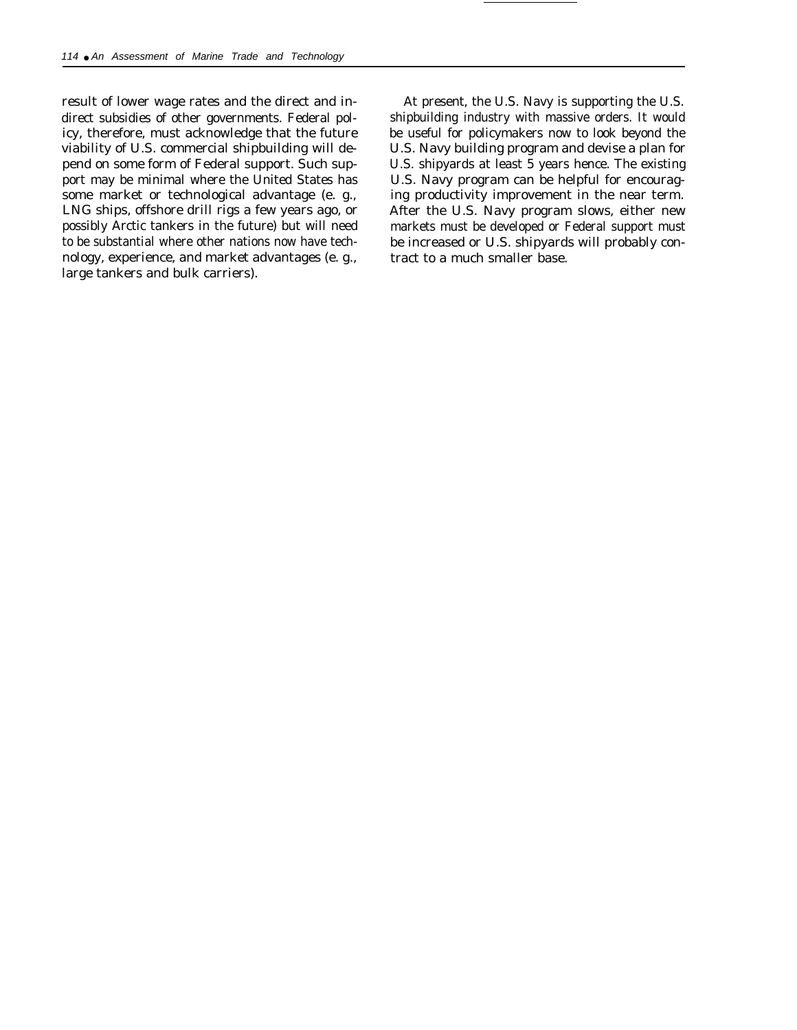result of lower wage rates and the direct and indirect subsidies of other governments. Federal policy, therefore, must acknowledge that the future viability of U.S. commercial shipbuilding will depend on some form of Federal support. Such support may be minimal where the United States has some market or technological advantage (e. g., LNG ships, offshore drill rigs a few years ago, or possibly Arctic tankers in the future) but will need to be substantial where other nations now have technology, experience, and market advantages (e. g., large tankers and bulk carriers).

At present, the U.S. Navy is supporting the U.S. shipbuilding industry with massive orders. It would be useful for policymakers now to look beyond the U.S. Navy building program and devise a plan for U.S. shipyards at least 5 years hence. The existing U.S. Navy program can be helpful for encouraging productivity improvement in the near term. After the U.S. Navy program slows, either new markets must be developed or Federal support must be increased or U.S. shipyards will probably contract to a much smaller base.